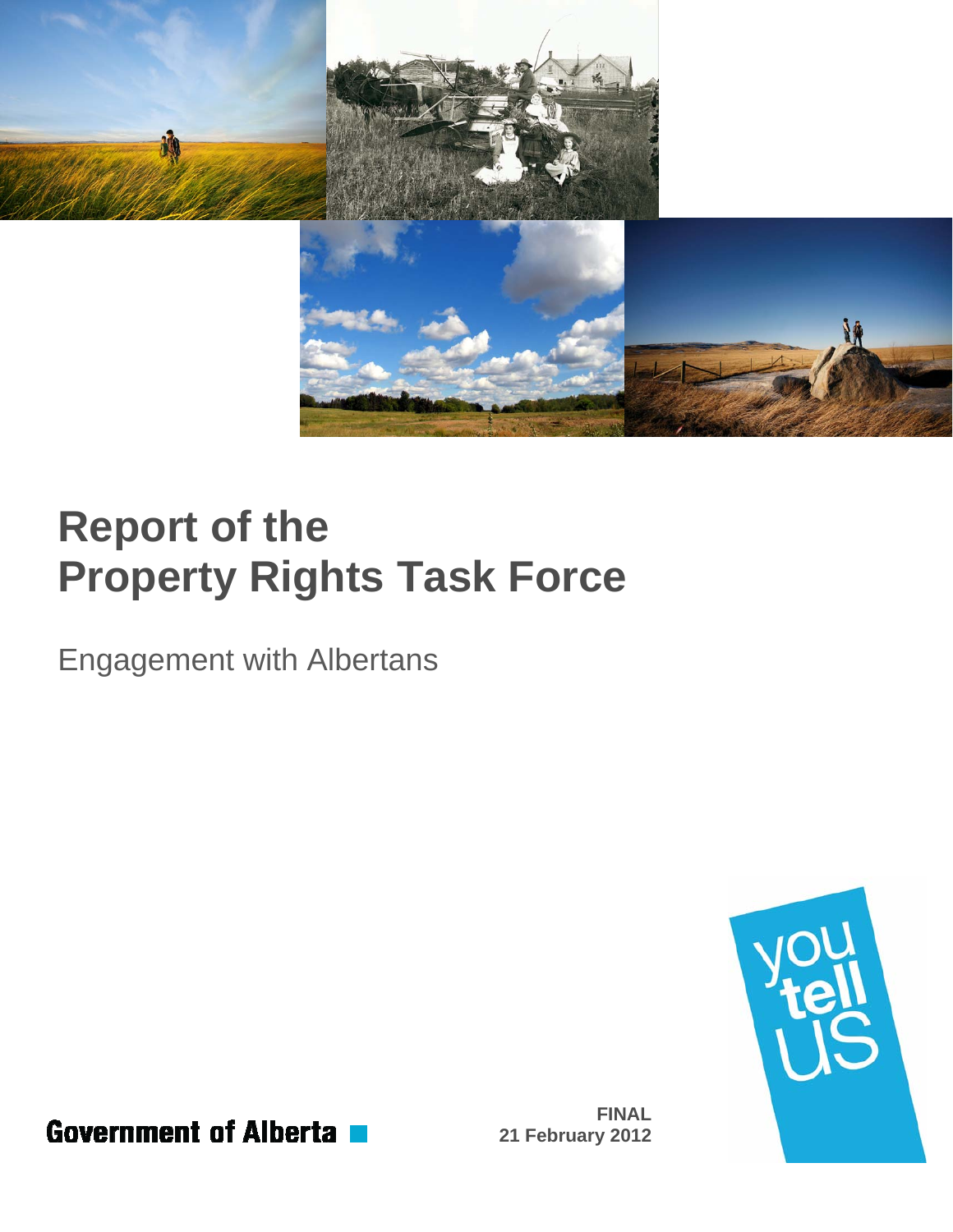# Report of the Property Rights Task Force

Engagement with Albertans

Government of Alberta

**FINAL**
**21 February 2012**

you tell US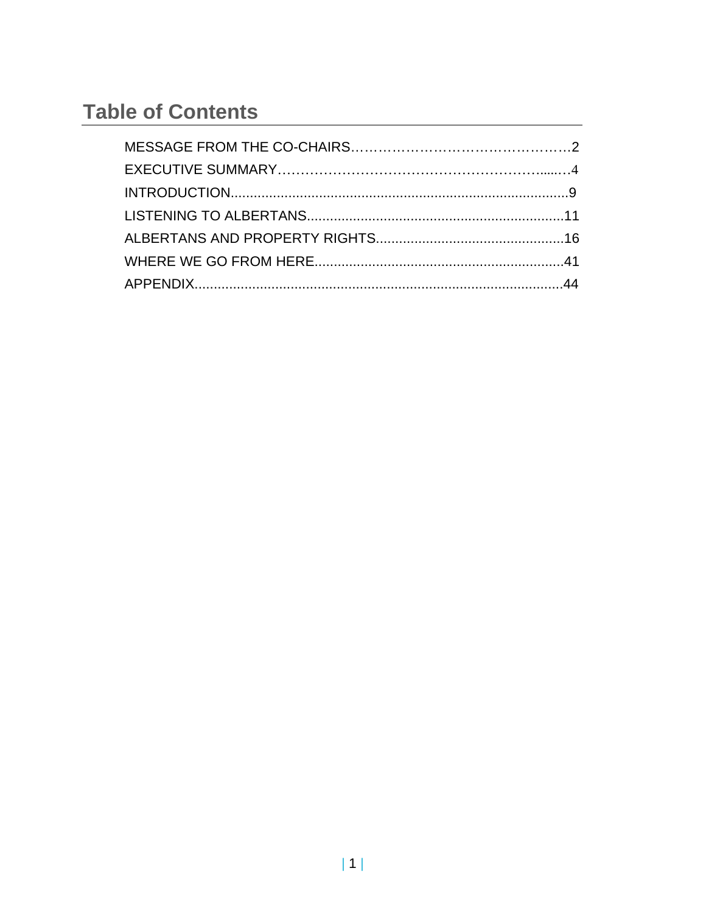# Table of Contents

MESSAGE FROM THE CO-CHAIRS……………………………………………2

EXECUTIVE SUMMARY…………………………………………………......4

INTRODUCTION.........................................................................................9

LISTENING TO ALBERTANS...................................................................11

ALBERTANS AND PROPERTY RIGHTS.................................................16

WHERE WE GO FROM HERE.................................................................41

APPENDIX.................................................................................................44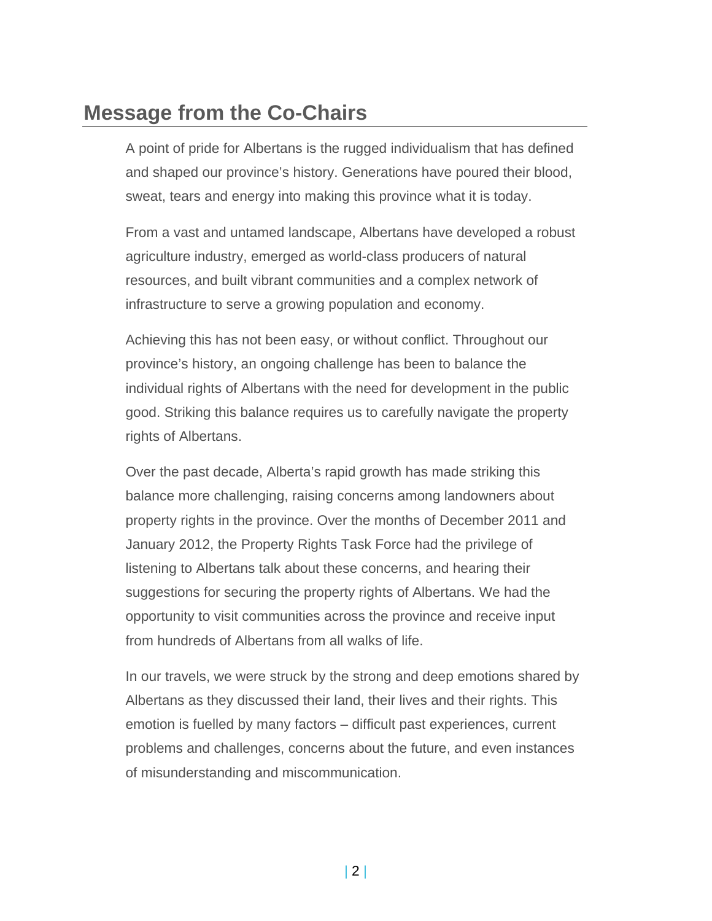## Message from the Co-Chairs

A point of pride for Albertans is the rugged individualism that has defined and shaped our province's history. Generations have poured their blood, sweat, tears and energy into making this province what it is today.

From a vast and untamed landscape, Albertans have developed a robust agriculture industry, emerged as world-class producers of natural resources, and built vibrant communities and a complex network of infrastructure to serve a growing population and economy.

Achieving this has not been easy, or without conflict. Throughout our province's history, an ongoing challenge has been to balance the individual rights of Albertans with the need for development in the public good. Striking this balance requires us to carefully navigate the property rights of Albertans.

Over the past decade, Alberta's rapid growth has made striking this balance more challenging, raising concerns among landowners about property rights in the province. Over the months of December 2011 and January 2012, the Property Rights Task Force had the privilege of listening to Albertans talk about these concerns, and hearing their suggestions for securing the property rights of Albertans. We had the opportunity to visit communities across the province and receive input from hundreds of Albertans from all walks of life.

In our travels, we were struck by the strong and deep emotions shared by Albertans as they discussed their land, their lives and their rights. This emotion is fuelled by many factors – difficult past experiences, current problems and challenges, concerns about the future, and even instances of misunderstanding and miscommunication.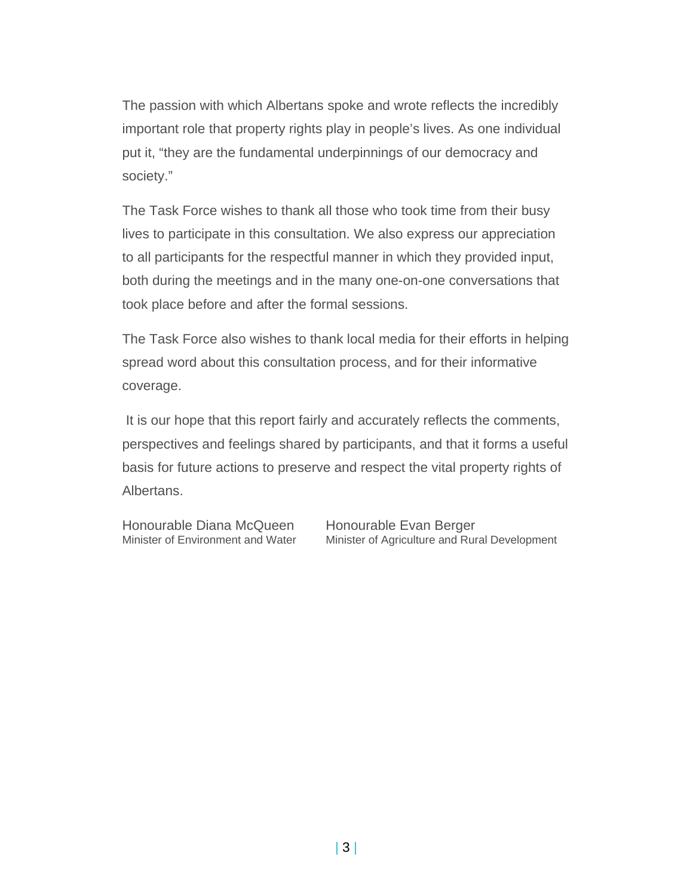The passion with which Albertans spoke and wrote reflects the incredibly important role that property rights play in people's lives. As one individual put it, "they are the fundamental underpinnings of our democracy and society."

The Task Force wishes to thank all those who took time from their busy lives to participate in this consultation. We also express our appreciation to all participants for the respectful manner in which they provided input, both during the meetings and in the many one-on-one conversations that took place before and after the formal sessions.

The Task Force also wishes to thank local media for their efforts in helping spread word about this consultation process, and for their informative coverage.

It is our hope that this report fairly and accurately reflects the comments, perspectives and feelings shared by participants, and that it forms a useful basis for future actions to preserve and respect the vital property rights of Albertans.

Honourable Diana McQueen
Minister of Environment and Water

Honourable Evan Berger
Minister of Agriculture and Rural Development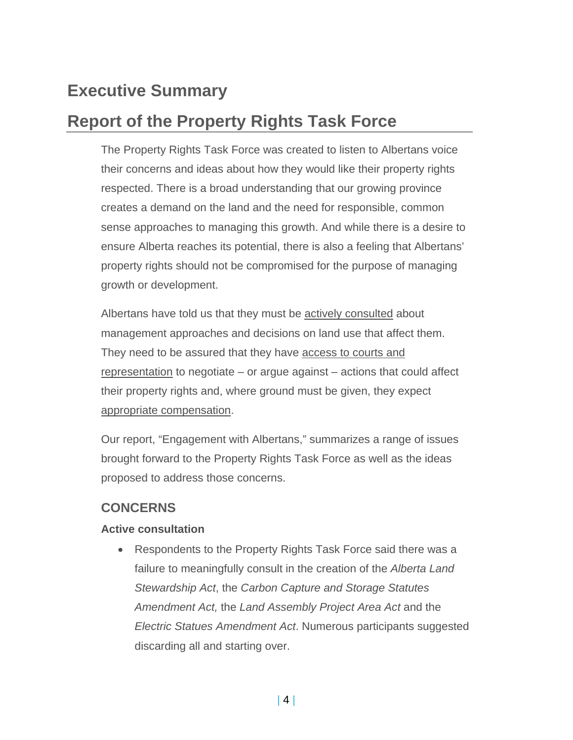# Executive Summary

# Report of the Property Rights Task Force

The Property Rights Task Force was created to listen to Albertans voice their concerns and ideas about how they would like their property rights respected. There is a broad understanding that our growing province creates a demand on the land and the need for responsible, common sense approaches to managing this growth. And while there is a desire to ensure Alberta reaches its potential, there is also a feeling that Albertans' property rights should not be compromised for the purpose of managing growth or development.

Albertans have told us that they must be <u>actively consulted</u> about management approaches and decisions on land use that affect them. They need to be assured that they have <u>access to courts and representation</u> to negotiate – or argue against – actions that could affect their property rights and, where ground must be given, they expect <u>appropriate compensation</u>.

Our report, "Engagement with Albertans," summarizes a range of issues brought forward to the Property Rights Task Force as well as the ideas proposed to address those concerns.

## CONCERNS

### Active consultation

- Respondents to the Property Rights Task Force said there was a failure to meaningfully consult in the creation of the *Alberta Land Stewardship Act*, the *Carbon Capture and Storage Statutes Amendment Act,* the *Land Assembly Project Area Act* and the *Electric Statues Amendment Act*. Numerous participants suggested discarding all and starting over.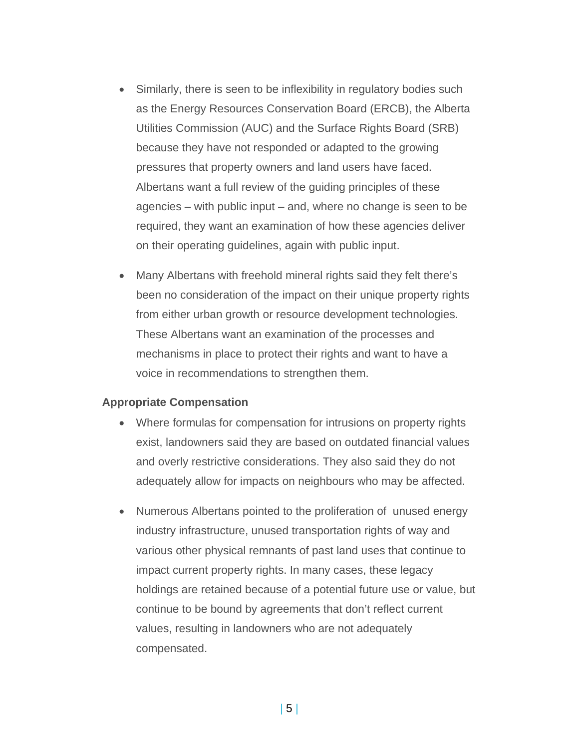- Similarly, there is seen to be inflexibility in regulatory bodies such as the Energy Resources Conservation Board (ERCB), the Alberta Utilities Commission (AUC) and the Surface Rights Board (SRB) because they have not responded or adapted to the growing pressures that property owners and land users have faced. Albertans want a full review of the guiding principles of these agencies – with public input – and, where no change is seen to be required, they want an examination of how these agencies deliver on their operating guidelines, again with public input.

- Many Albertans with freehold mineral rights said they felt there's been no consideration of the impact on their unique property rights from either urban growth or resource development technologies. These Albertans want an examination of the processes and mechanisms in place to protect their rights and want to have a voice in recommendations to strengthen them.

**Appropriate Compensation**

- Where formulas for compensation for intrusions on property rights exist, landowners said they are based on outdated financial values and overly restrictive considerations. They also said they do not adequately allow for impacts on neighbours who may be affected.

- Numerous Albertans pointed to the proliferation of unused energy industry infrastructure, unused transportation rights of way and various other physical remnants of past land uses that continue to impact current property rights. In many cases, these legacy holdings are retained because of a potential future use or value, but continue to be bound by agreements that don't reflect current values, resulting in landowners who are not adequately compensated.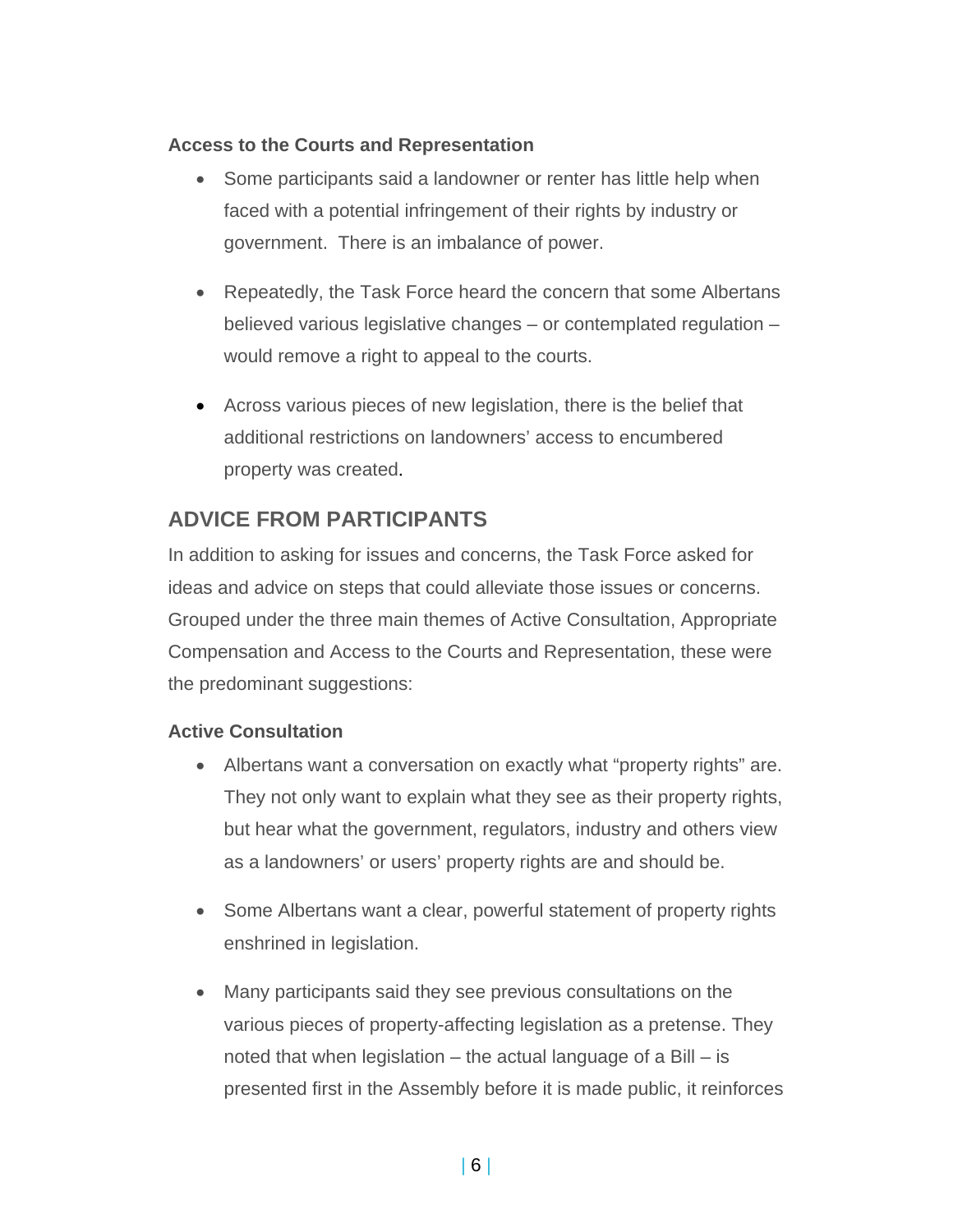**Access to the Courts and Representation**

- Some participants said a landowner or renter has little help when faced with a potential infringement of their rights by industry or government. There is an imbalance of power.
- Repeatedly, the Task Force heard the concern that some Albertans believed various legislative changes – or contemplated regulation – would remove a right to appeal to the courts.
- Across various pieces of new legislation, there is the belief that additional restrictions on landowners' access to encumbered property was created.

## ADVICE FROM PARTICIPANTS

In addition to asking for issues and concerns, the Task Force asked for ideas and advice on steps that could alleviate those issues or concerns. Grouped under the three main themes of Active Consultation, Appropriate Compensation and Access to the Courts and Representation, these were the predominant suggestions:

**Active Consultation**

- Albertans want a conversation on exactly what "property rights" are. They not only want to explain what they see as their property rights, but hear what the government, regulators, industry and others view as a landowners' or users' property rights are and should be.
- Some Albertans want a clear, powerful statement of property rights enshrined in legislation.
- Many participants said they see previous consultations on the various pieces of property-affecting legislation as a pretense. They noted that when legislation – the actual language of a Bill – is presented first in the Assembly before it is made public, it reinforces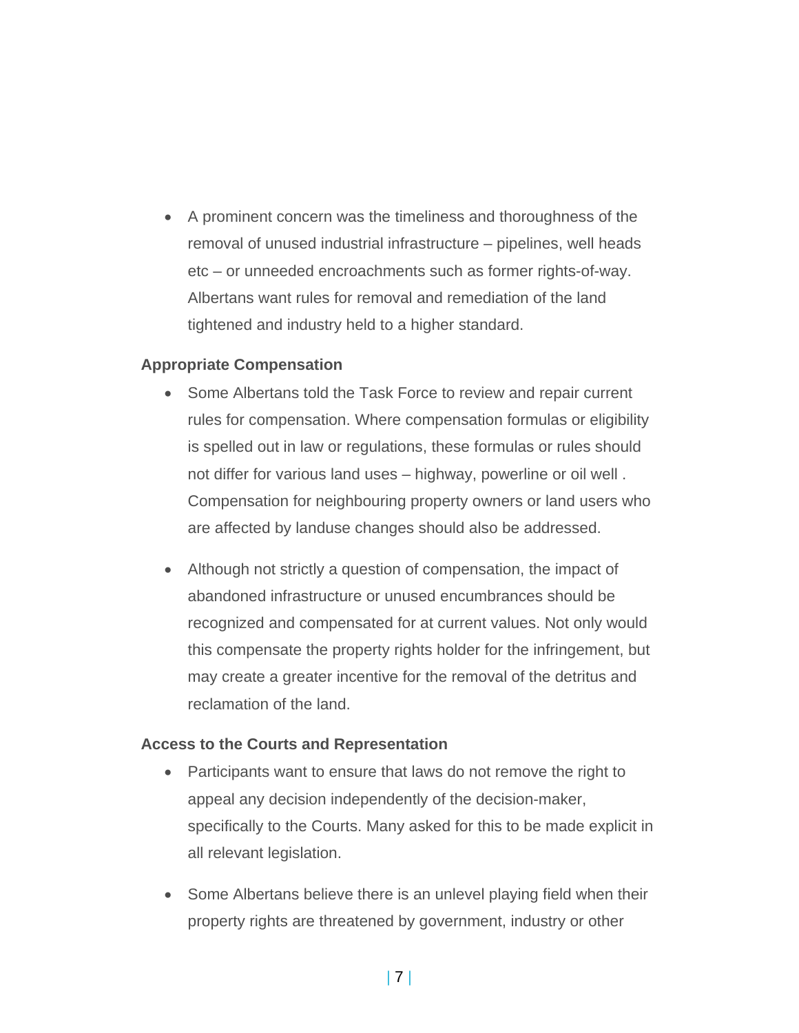- A prominent concern was the timeliness and thoroughness of the removal of unused industrial infrastructure – pipelines, well heads etc – or unneeded encroachments such as former rights-of-way. Albertans want rules for removal and remediation of the land tightened and industry held to a higher standard.

**Appropriate Compensation**

- Some Albertans told the Task Force to review and repair current rules for compensation. Where compensation formulas or eligibility is spelled out in law or regulations, these formulas or rules should not differ for various land uses – highway, powerline or oil well . Compensation for neighbouring property owners or land users who are affected by landuse changes should also be addressed.

- Although not strictly a question of compensation, the impact of abandoned infrastructure or unused encumbrances should be recognized and compensated for at current values. Not only would this compensate the property rights holder for the infringement, but may create a greater incentive for the removal of the detritus and reclamation of the land.

**Access to the Courts and Representation**

- Participants want to ensure that laws do not remove the right to appeal any decision independently of the decision-maker, specifically to the Courts. Many asked for this to be made explicit in all relevant legislation.

- Some Albertans believe there is an unlevel playing field when their property rights are threatened by government, industry or other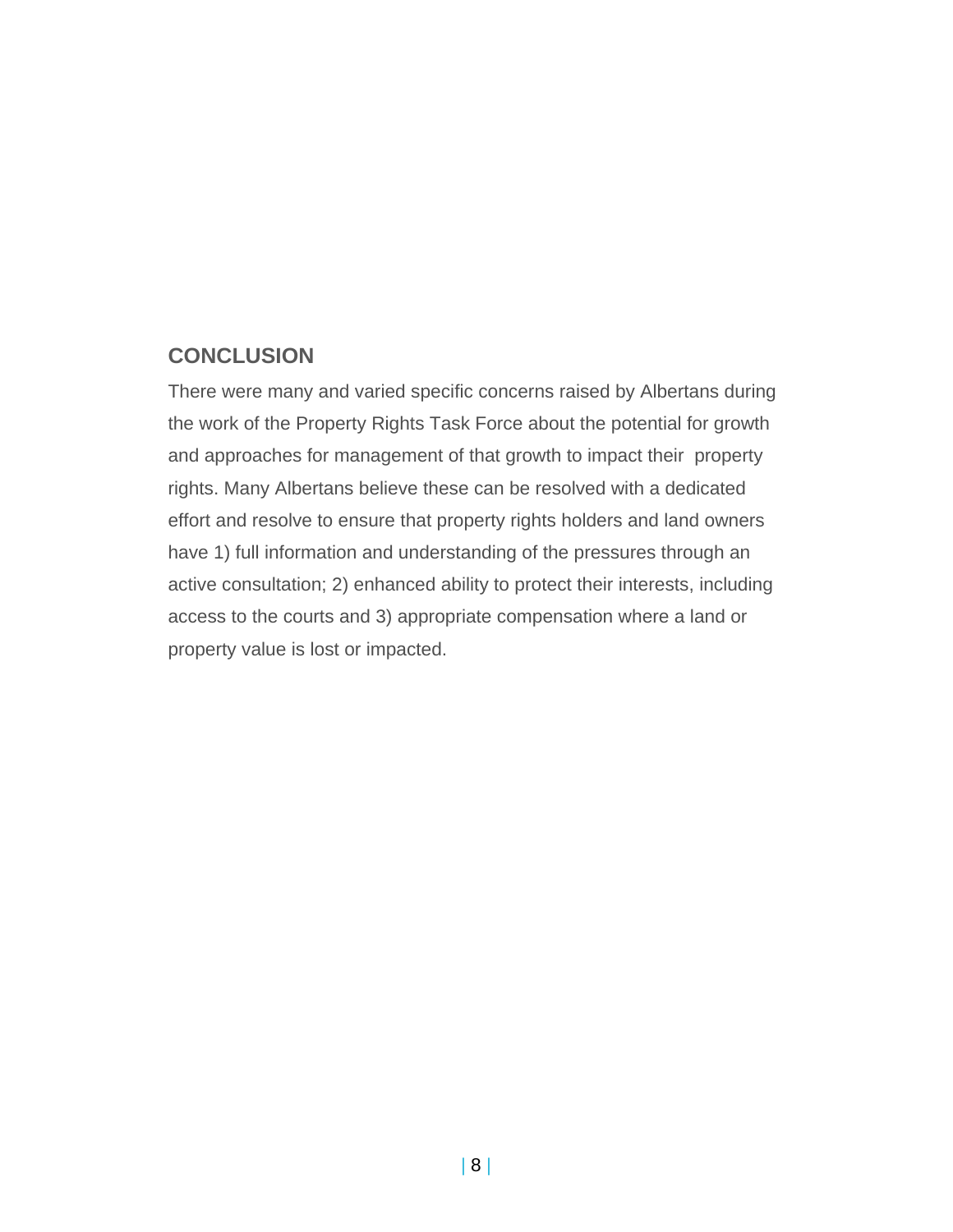## CONCLUSION

There were many and varied specific concerns raised by Albertans during the work of the Property Rights Task Force about the potential for growth and approaches for management of that growth to impact their property rights. Many Albertans believe these can be resolved with a dedicated effort and resolve to ensure that property rights holders and land owners have 1) full information and understanding of the pressures through an active consultation; 2) enhanced ability to protect their interests, including access to the courts and 3) appropriate compensation where a land or property value is lost or impacted.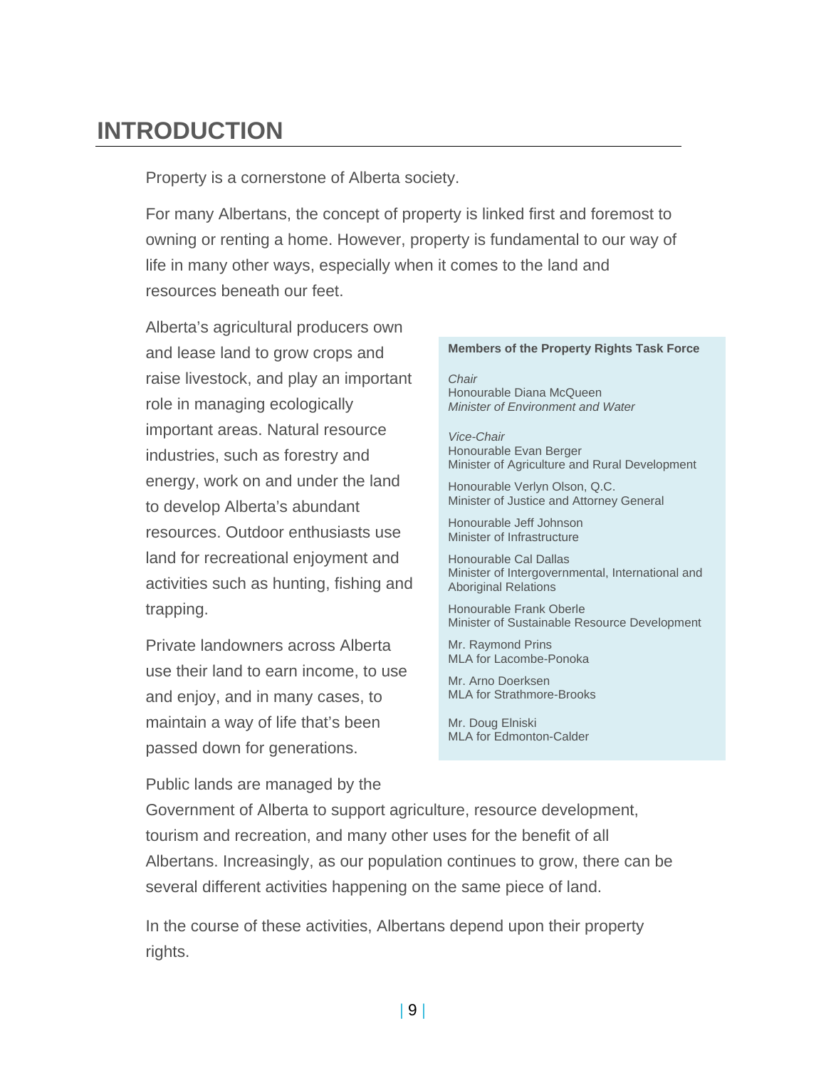# INTRODUCTION

Property is a cornerstone of Alberta society.

For many Albertans, the concept of property is linked first and foremost to owning or renting a home. However, property is fundamental to our way of life in many other ways, especially when it comes to the land and resources beneath our feet.

Alberta's agricultural producers own and lease land to grow crops and raise livestock, and play an important role in managing ecologically important areas. Natural resource industries, such as forestry and energy, work on and under the land to develop Alberta's abundant resources. Outdoor enthusiasts use land for recreational enjoyment and activities such as hunting, fishing and trapping.

Private landowners across Alberta use their land to earn income, to use and enjoy, and in many cases, to maintain a way of life that's been passed down for generations.

Public lands are managed by the Government of Alberta to support agriculture, resource development, tourism and recreation, and many other uses for the benefit of all Albertans. Increasingly, as our population continues to grow, there can be several different activities happening on the same piece of land.

In the course of these activities, Albertans depend upon their property rights.

**Members of the Property Rights Task Force**

*Chair*
Honourable Diana McQueen
*Minister of Environment and Water*

*Vice-Chair*
Honourable Evan Berger
Minister of Agriculture and Rural Development

Honourable Verlyn Olson, Q.C.
Minister of Justice and Attorney General

Honourable Jeff Johnson
Minister of Infrastructure

Honourable Cal Dallas
Minister of Intergovernmental, International and Aboriginal Relations

Honourable Frank Oberle
Minister of Sustainable Resource Development

Mr. Raymond Prins
MLA for Lacombe-Ponoka

Mr. Arno Doerksen
MLA for Strathmore-Brooks

Mr. Doug Elniski
MLA for Edmonton-Calder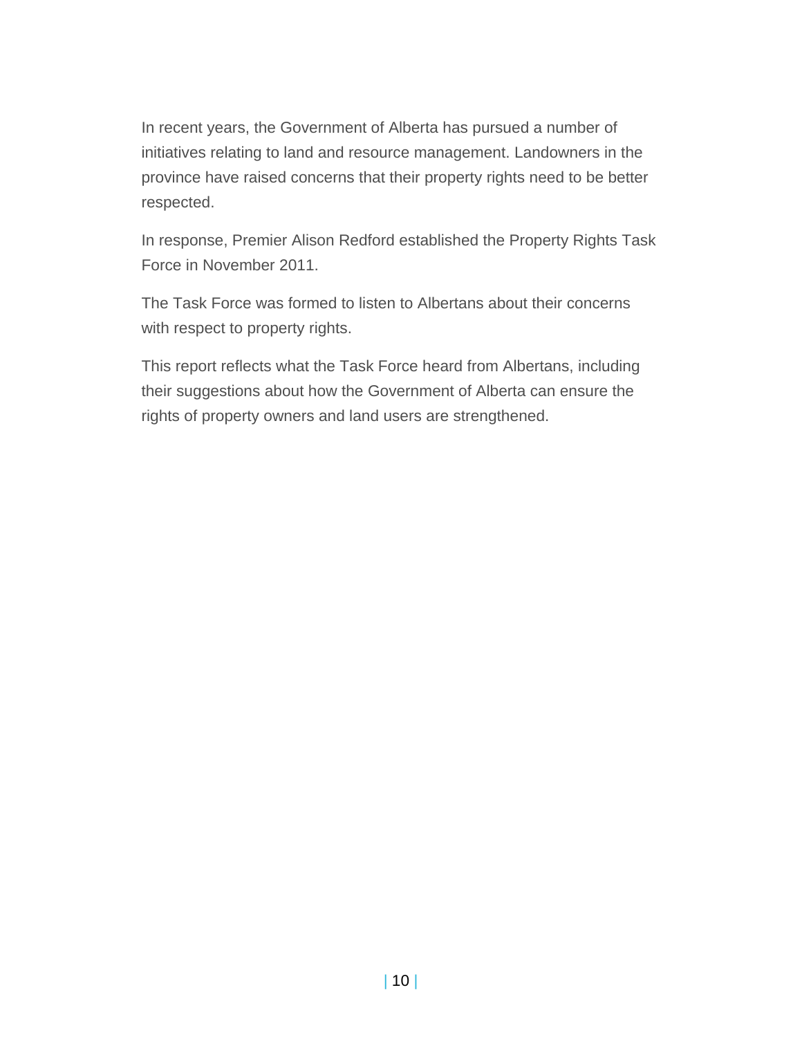In recent years, the Government of Alberta has pursued a number of initiatives relating to land and resource management. Landowners in the province have raised concerns that their property rights need to be better respected.

In response, Premier Alison Redford established the Property Rights Task Force in November 2011.

The Task Force was formed to listen to Albertans about their concerns with respect to property rights.

This report reflects what the Task Force heard from Albertans, including their suggestions about how the Government of Alberta can ensure the rights of property owners and land users are strengthened.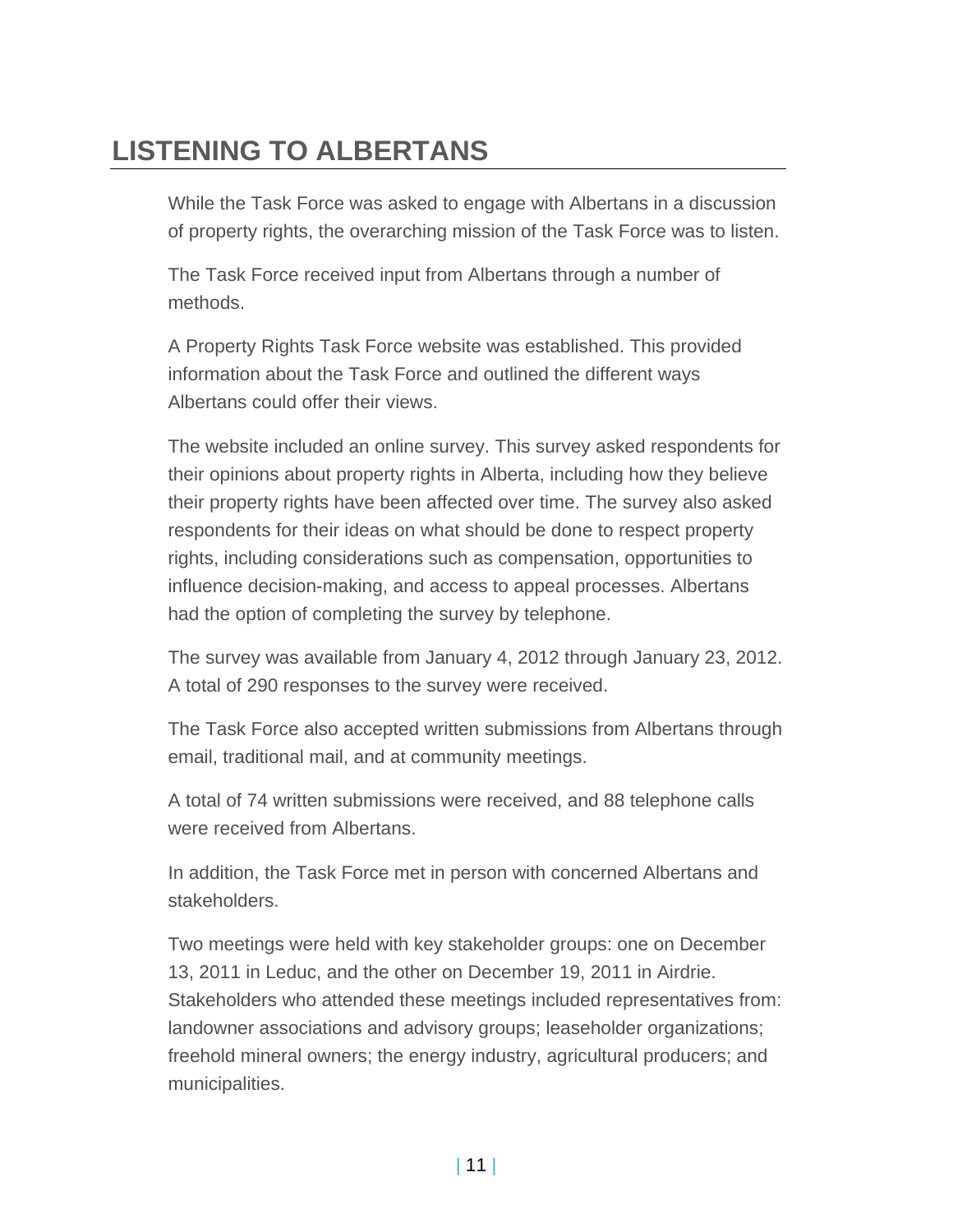# LISTENING TO ALBERTANS

While the Task Force was asked to engage with Albertans in a discussion of property rights, the overarching mission of the Task Force was to listen.

The Task Force received input from Albertans through a number of methods.

A Property Rights Task Force website was established. This provided information about the Task Force and outlined the different ways Albertans could offer their views.

The website included an online survey. This survey asked respondents for their opinions about property rights in Alberta, including how they believe their property rights have been affected over time. The survey also asked respondents for their ideas on what should be done to respect property rights, including considerations such as compensation, opportunities to influence decision-making, and access to appeal processes. Albertans had the option of completing the survey by telephone.

The survey was available from January 4, 2012 through January 23, 2012. A total of 290 responses to the survey were received.

The Task Force also accepted written submissions from Albertans through email, traditional mail, and at community meetings.

A total of 74 written submissions were received, and 88 telephone calls were received from Albertans.

In addition, the Task Force met in person with concerned Albertans and stakeholders.

Two meetings were held with key stakeholder groups: one on December 13, 2011 in Leduc, and the other on December 19, 2011 in Airdrie. Stakeholders who attended these meetings included representatives from: landowner associations and advisory groups; leaseholder organizations; freehold mineral owners; the energy industry, agricultural producers; and municipalities.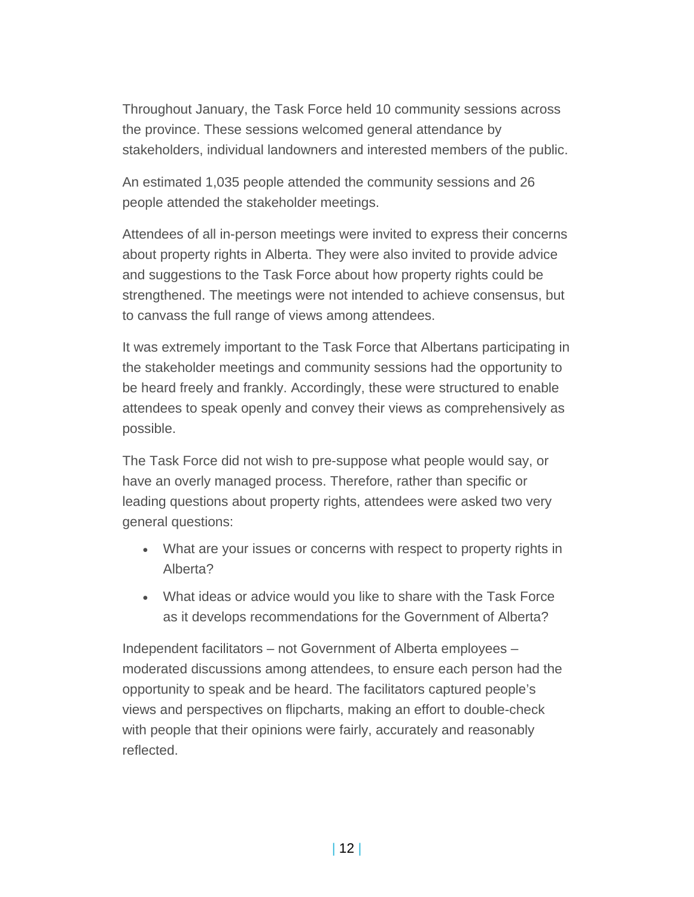Throughout January, the Task Force held 10 community sessions across the province. These sessions welcomed general attendance by stakeholders, individual landowners and interested members of the public.

An estimated 1,035 people attended the community sessions and 26 people attended the stakeholder meetings.

Attendees of all in-person meetings were invited to express their concerns about property rights in Alberta. They were also invited to provide advice and suggestions to the Task Force about how property rights could be strengthened. The meetings were not intended to achieve consensus, but to canvass the full range of views among attendees.

It was extremely important to the Task Force that Albertans participating in the stakeholder meetings and community sessions had the opportunity to be heard freely and frankly. Accordingly, these were structured to enable attendees to speak openly and convey their views as comprehensively as possible.

The Task Force did not wish to pre-suppose what people would say, or have an overly managed process. Therefore, rather than specific or leading questions about property rights, attendees were asked two very general questions:

- What are your issues or concerns with respect to property rights in Alberta?
- What ideas or advice would you like to share with the Task Force as it develops recommendations for the Government of Alberta?

Independent facilitators – not Government of Alberta employees – moderated discussions among attendees, to ensure each person had the opportunity to speak and be heard. The facilitators captured people's views and perspectives on flipcharts, making an effort to double-check with people that their opinions were fairly, accurately and reasonably reflected.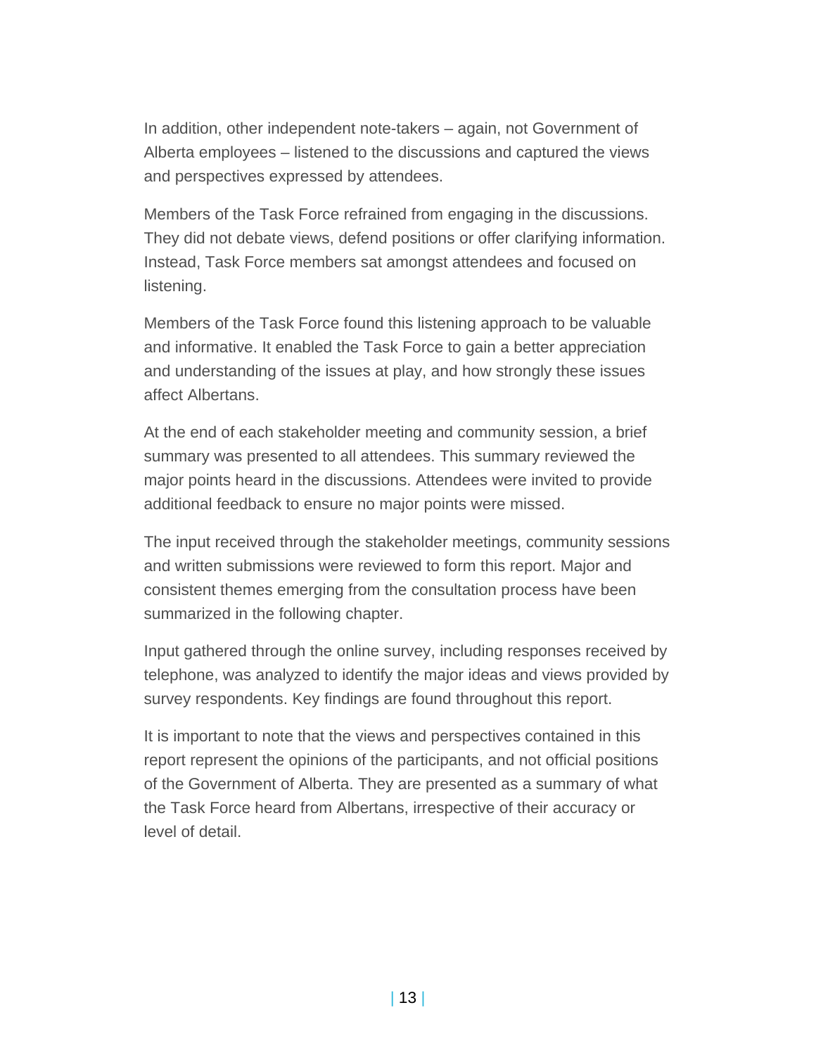In addition, other independent note-takers – again, not Government of Alberta employees – listened to the discussions and captured the views and perspectives expressed by attendees.

Members of the Task Force refrained from engaging in the discussions. They did not debate views, defend positions or offer clarifying information. Instead, Task Force members sat amongst attendees and focused on listening.

Members of the Task Force found this listening approach to be valuable and informative. It enabled the Task Force to gain a better appreciation and understanding of the issues at play, and how strongly these issues affect Albertans.

At the end of each stakeholder meeting and community session, a brief summary was presented to all attendees. This summary reviewed the major points heard in the discussions. Attendees were invited to provide additional feedback to ensure no major points were missed.

The input received through the stakeholder meetings, community sessions and written submissions were reviewed to form this report. Major and consistent themes emerging from the consultation process have been summarized in the following chapter.

Input gathered through the online survey, including responses received by telephone, was analyzed to identify the major ideas and views provided by survey respondents. Key findings are found throughout this report.

It is important to note that the views and perspectives contained in this report represent the opinions of the participants, and not official positions of the Government of Alberta. They are presented as a summary of what the Task Force heard from Albertans, irrespective of their accuracy or level of detail.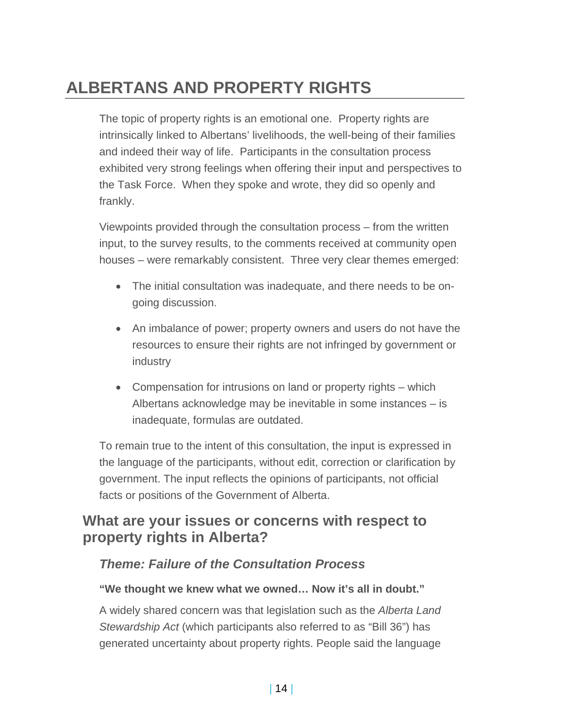# ALBERTANS AND PROPERTY RIGHTS

The topic of property rights is an emotional one. Property rights are intrinsically linked to Albertans' livelihoods, the well-being of their families and indeed their way of life. Participants in the consultation process exhibited very strong feelings when offering their input and perspectives to the Task Force. When they spoke and wrote, they did so openly and frankly.

Viewpoints provided through the consultation process – from the written input, to the survey results, to the comments received at community open houses – were remarkably consistent. Three very clear themes emerged:

- The initial consultation was inadequate, and there needs to be on-going discussion.
- An imbalance of power; property owners and users do not have the resources to ensure their rights are not infringed by government or industry
- Compensation for intrusions on land or property rights – which Albertans acknowledge may be inevitable in some instances – is inadequate, formulas are outdated.

To remain true to the intent of this consultation, the input is expressed in the language of the participants, without edit, correction or clarification by government. The input reflects the opinions of participants, not official facts or positions of the Government of Alberta.

## What are your issues or concerns with respect to property rights in Alberta?

### *Theme: Failure of the Consultation Process*

**"We thought we knew what we owned… Now it's all in doubt."**

A widely shared concern was that legislation such as the *Alberta Land Stewardship Act* (which participants also referred to as "Bill 36") has generated uncertainty about property rights. People said the language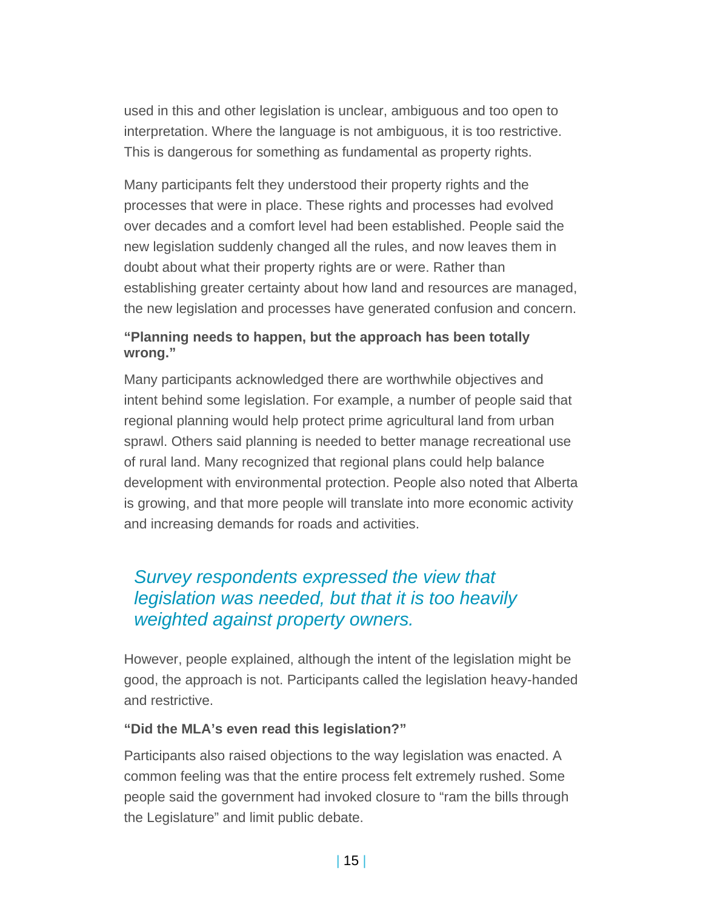used in this and other legislation is unclear, ambiguous and too open to interpretation. Where the language is not ambiguous, it is too restrictive. This is dangerous for something as fundamental as property rights.

Many participants felt they understood their property rights and the processes that were in place. These rights and processes had evolved over decades and a comfort level had been established. People said the new legislation suddenly changed all the rules, and now leaves them in doubt about what their property rights are or were. Rather than establishing greater certainty about how land and resources are managed, the new legislation and processes have generated confusion and concern.

**"Planning needs to happen, but the approach has been totally wrong."**

Many participants acknowledged there are worthwhile objectives and intent behind some legislation. For example, a number of people said that regional planning would help protect prime agricultural land from urban sprawl. Others said planning is needed to better manage recreational use of rural land. Many recognized that regional plans could help balance development with environmental protection. People also noted that Alberta is growing, and that more people will translate into more economic activity and increasing demands for roads and activities.

*Survey respondents expressed the view that legislation was needed, but that it is too heavily weighted against property owners.*

However, people explained, although the intent of the legislation might be good, the approach is not. Participants called the legislation heavy-handed and restrictive.

**"Did the MLA's even read this legislation?"**

Participants also raised objections to the way legislation was enacted. A common feeling was that the entire process felt extremely rushed. Some people said the government had invoked closure to "ram the bills through the Legislature" and limit public debate.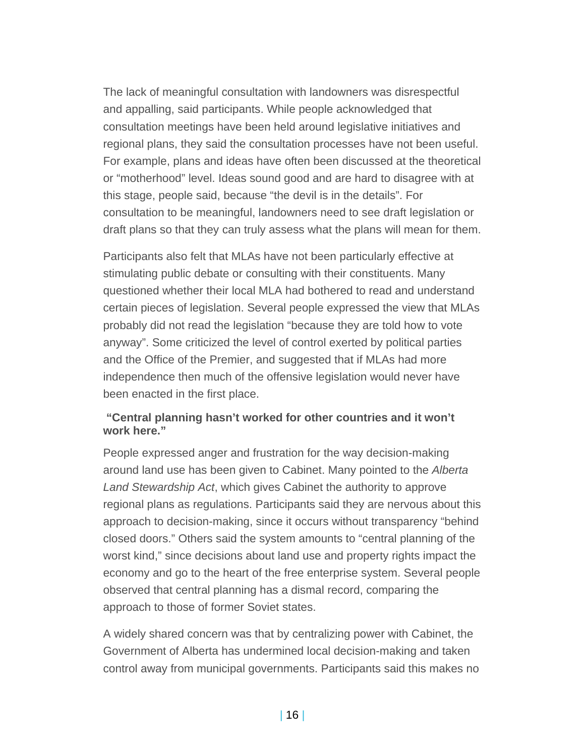The lack of meaningful consultation with landowners was disrespectful and appalling, said participants. While people acknowledged that consultation meetings have been held around legislative initiatives and regional plans, they said the consultation processes have not been useful. For example, plans and ideas have often been discussed at the theoretical or "motherhood" level. Ideas sound good and are hard to disagree with at this stage, people said, because "the devil is in the details". For consultation to be meaningful, landowners need to see draft legislation or draft plans so that they can truly assess what the plans will mean for them.

Participants also felt that MLAs have not been particularly effective at stimulating public debate or consulting with their constituents. Many questioned whether their local MLA had bothered to read and understand certain pieces of legislation. Several people expressed the view that MLAs probably did not read the legislation "because they are told how to vote anyway". Some criticized the level of control exerted by political parties and the Office of the Premier, and suggested that if MLAs had more independence then much of the offensive legislation would never have been enacted in the first place.

**"Central planning hasn't worked for other countries and it won't work here."**

People expressed anger and frustration for the way decision-making around land use has been given to Cabinet. Many pointed to the *Alberta Land Stewardship Act*, which gives Cabinet the authority to approve regional plans as regulations. Participants said they are nervous about this approach to decision-making, since it occurs without transparency "behind closed doors." Others said the system amounts to "central planning of the worst kind," since decisions about land use and property rights impact the economy and go to the heart of the free enterprise system. Several people observed that central planning has a dismal record, comparing the approach to those of former Soviet states.

A widely shared concern was that by centralizing power with Cabinet, the Government of Alberta has undermined local decision-making and taken control away from municipal governments. Participants said this makes no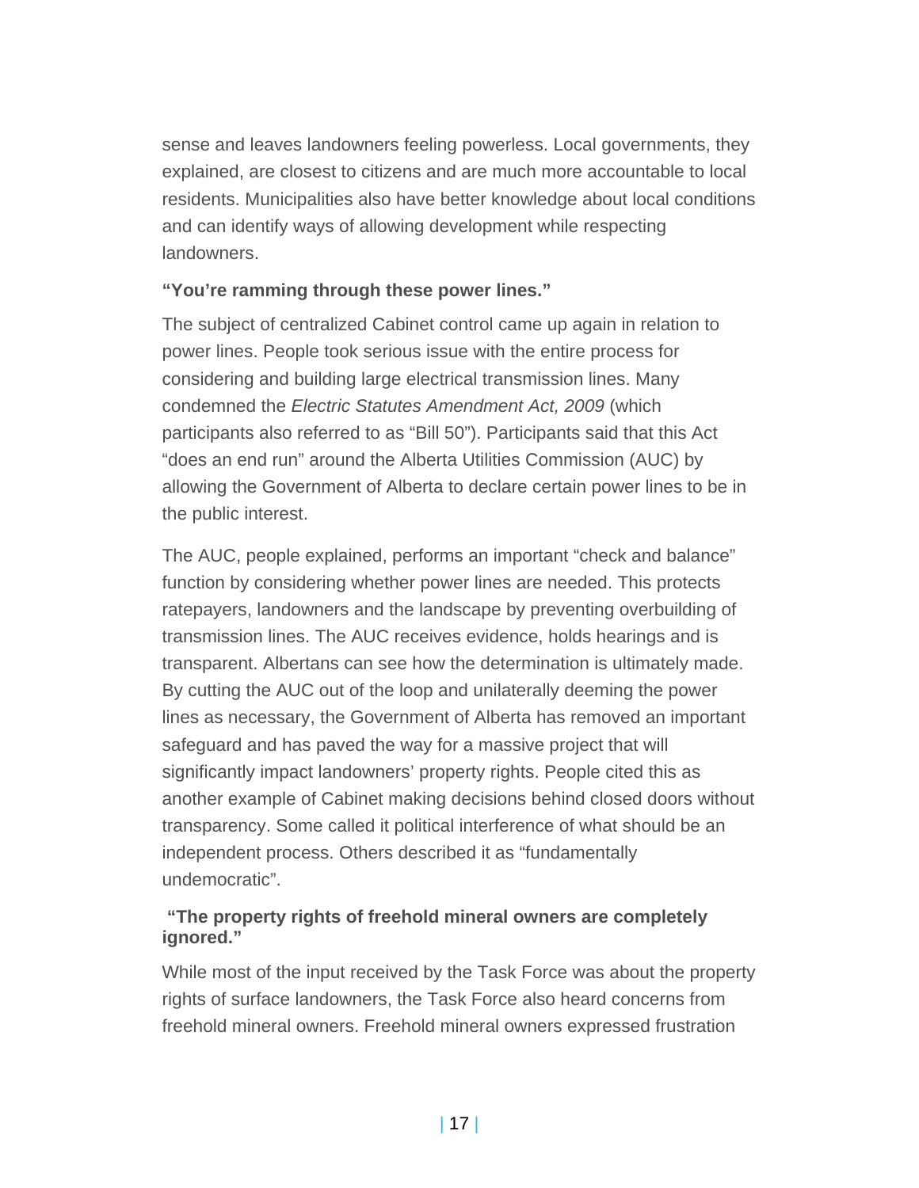sense and leaves landowners feeling powerless. Local governments, they explained, are closest to citizens and are much more accountable to local residents. Municipalities also have better knowledge about local conditions and can identify ways of allowing development while respecting landowners.

**"You're ramming through these power lines."**

The subject of centralized Cabinet control came up again in relation to power lines. People took serious issue with the entire process for considering and building large electrical transmission lines. Many condemned the *Electric Statutes Amendment Act, 2009* (which participants also referred to as "Bill 50"). Participants said that this Act "does an end run" around the Alberta Utilities Commission (AUC) by allowing the Government of Alberta to declare certain power lines to be in the public interest.

The AUC, people explained, performs an important "check and balance" function by considering whether power lines are needed. This protects ratepayers, landowners and the landscape by preventing overbuilding of transmission lines. The AUC receives evidence, holds hearings and is transparent. Albertans can see how the determination is ultimately made. By cutting the AUC out of the loop and unilaterally deeming the power lines as necessary, the Government of Alberta has removed an important safeguard and has paved the way for a massive project that will significantly impact landowners' property rights. People cited this as another example of Cabinet making decisions behind closed doors without transparency. Some called it political interference of what should be an independent process. Others described it as "fundamentally undemocratic".

**"The property rights of freehold mineral owners are completely ignored."**

While most of the input received by the Task Force was about the property rights of surface landowners, the Task Force also heard concerns from freehold mineral owners. Freehold mineral owners expressed frustration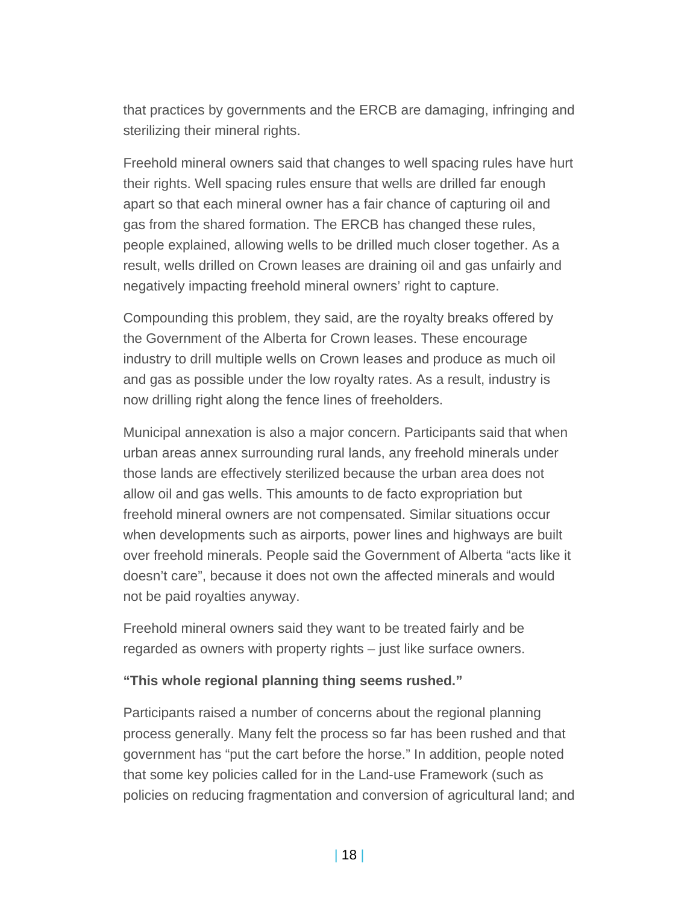that practices by governments and the ERCB are damaging, infringing and sterilizing their mineral rights.

Freehold mineral owners said that changes to well spacing rules have hurt their rights. Well spacing rules ensure that wells are drilled far enough apart so that each mineral owner has a fair chance of capturing oil and gas from the shared formation. The ERCB has changed these rules, people explained, allowing wells to be drilled much closer together. As a result, wells drilled on Crown leases are draining oil and gas unfairly and negatively impacting freehold mineral owners' right to capture.

Compounding this problem, they said, are the royalty breaks offered by the Government of the Alberta for Crown leases. These encourage industry to drill multiple wells on Crown leases and produce as much oil and gas as possible under the low royalty rates. As a result, industry is now drilling right along the fence lines of freeholders.

Municipal annexation is also a major concern. Participants said that when urban areas annex surrounding rural lands, any freehold minerals under those lands are effectively sterilized because the urban area does not allow oil and gas wells. This amounts to de facto expropriation but freehold mineral owners are not compensated. Similar situations occur when developments such as airports, power lines and highways are built over freehold minerals. People said the Government of Alberta "acts like it doesn't care", because it does not own the affected minerals and would not be paid royalties anyway.

Freehold mineral owners said they want to be treated fairly and be regarded as owners with property rights – just like surface owners.

**"This whole regional planning thing seems rushed."**

Participants raised a number of concerns about the regional planning process generally. Many felt the process so far has been rushed and that government has "put the cart before the horse." In addition, people noted that some key policies called for in the Land-use Framework (such as policies on reducing fragmentation and conversion of agricultural land; and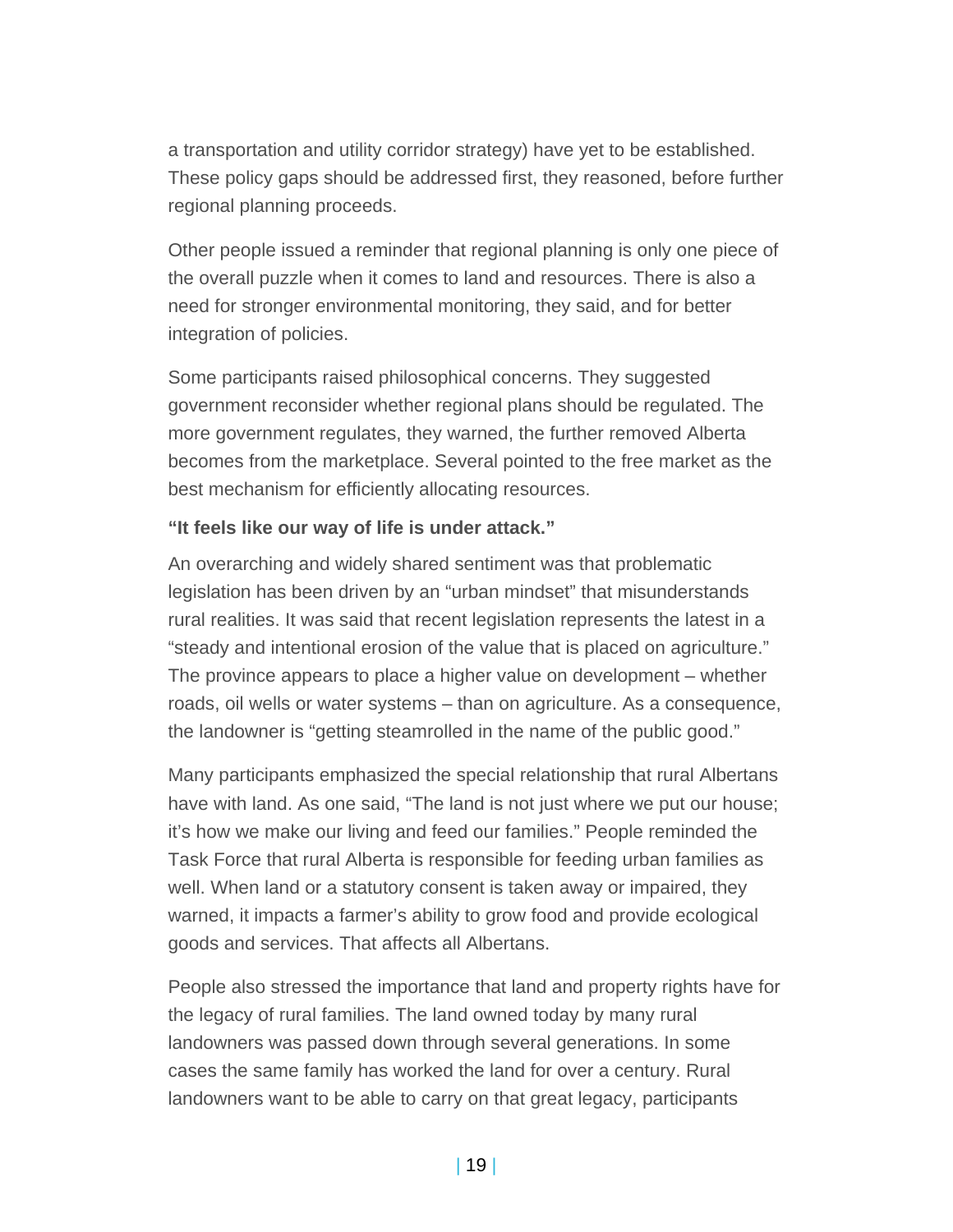a transportation and utility corridor strategy) have yet to be established. These policy gaps should be addressed first, they reasoned, before further regional planning proceeds.

Other people issued a reminder that regional planning is only one piece of the overall puzzle when it comes to land and resources. There is also a need for stronger environmental monitoring, they said, and for better integration of policies.

Some participants raised philosophical concerns. They suggested government reconsider whether regional plans should be regulated. The more government regulates, they warned, the further removed Alberta becomes from the marketplace. Several pointed to the free market as the best mechanism for efficiently allocating resources.

**"It feels like our way of life is under attack."**

An overarching and widely shared sentiment was that problematic legislation has been driven by an "urban mindset" that misunderstands rural realities. It was said that recent legislation represents the latest in a "steady and intentional erosion of the value that is placed on agriculture." The province appears to place a higher value on development – whether roads, oil wells or water systems – than on agriculture. As a consequence, the landowner is "getting steamrolled in the name of the public good."

Many participants emphasized the special relationship that rural Albertans have with land. As one said, "The land is not just where we put our house; it's how we make our living and feed our families." People reminded the Task Force that rural Alberta is responsible for feeding urban families as well. When land or a statutory consent is taken away or impaired, they warned, it impacts a farmer's ability to grow food and provide ecological goods and services. That affects all Albertans.

People also stressed the importance that land and property rights have for the legacy of rural families. The land owned today by many rural landowners was passed down through several generations. In some cases the same family has worked the land for over a century. Rural landowners want to be able to carry on that great legacy, participants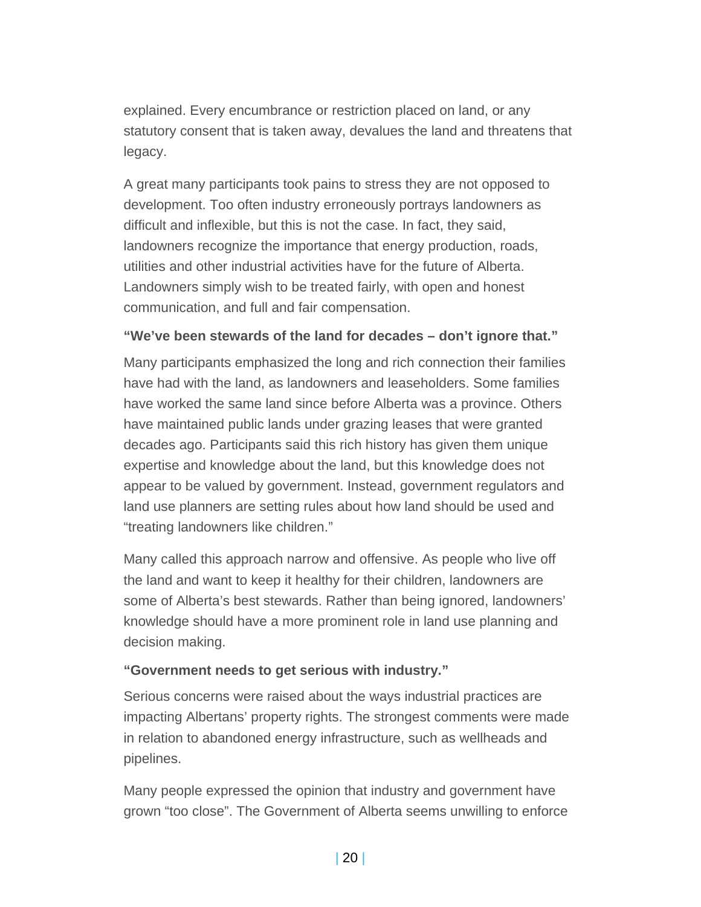explained. Every encumbrance or restriction placed on land, or any statutory consent that is taken away, devalues the land and threatens that legacy.

A great many participants took pains to stress they are not opposed to development. Too often industry erroneously portrays landowners as difficult and inflexible, but this is not the case. In fact, they said, landowners recognize the importance that energy production, roads, utilities and other industrial activities have for the future of Alberta. Landowners simply wish to be treated fairly, with open and honest communication, and full and fair compensation.

**"We've been stewards of the land for decades – don't ignore that."**

Many participants emphasized the long and rich connection their families have had with the land, as landowners and leaseholders. Some families have worked the same land since before Alberta was a province. Others have maintained public lands under grazing leases that were granted decades ago. Participants said this rich history has given them unique expertise and knowledge about the land, but this knowledge does not appear to be valued by government. Instead, government regulators and land use planners are setting rules about how land should be used and "treating landowners like children."

Many called this approach narrow and offensive. As people who live off the land and want to keep it healthy for their children, landowners are some of Alberta's best stewards. Rather than being ignored, landowners' knowledge should have a more prominent role in land use planning and decision making.

**"Government needs to get serious with industry."**

Serious concerns were raised about the ways industrial practices are impacting Albertans' property rights. The strongest comments were made in relation to abandoned energy infrastructure, such as wellheads and pipelines.

Many people expressed the opinion that industry and government have grown "too close". The Government of Alberta seems unwilling to enforce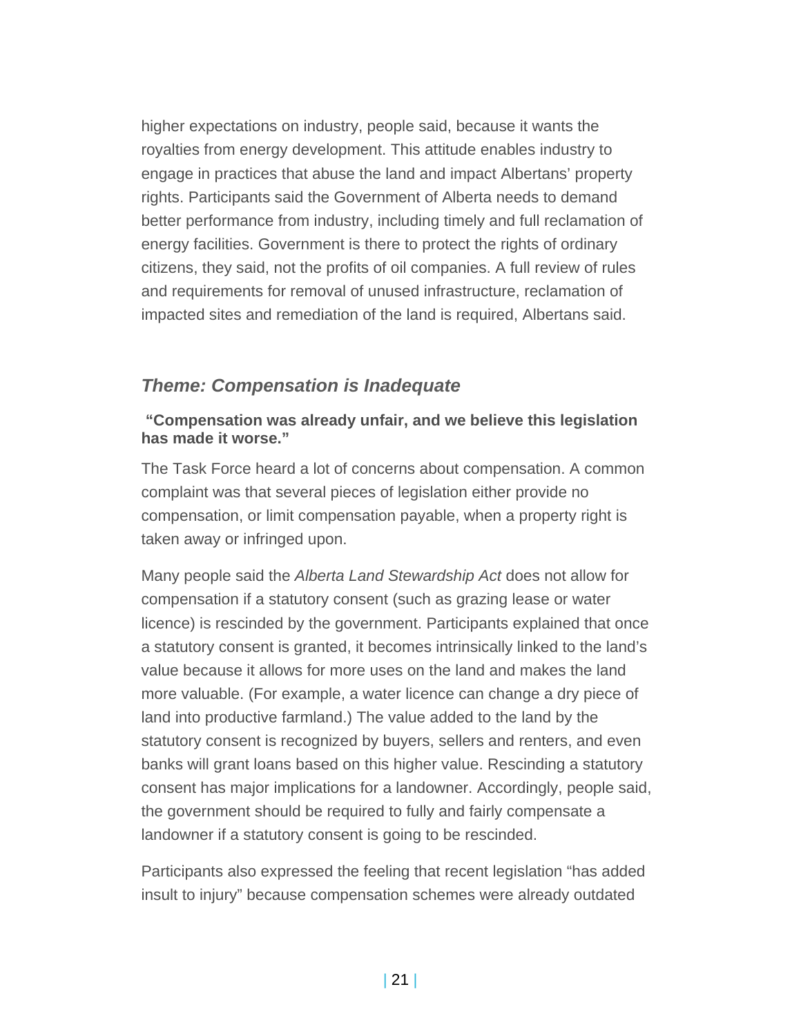higher expectations on industry, people said, because it wants the royalties from energy development. This attitude enables industry to engage in practices that abuse the land and impact Albertans' property rights. Participants said the Government of Alberta needs to demand better performance from industry, including timely and full reclamation of energy facilities. Government is there to protect the rights of ordinary citizens, they said, not the profits of oil companies. A full review of rules and requirements for removal of unused infrastructure, reclamation of impacted sites and remediation of the land is required, Albertans said.

### *Theme: Compensation is Inadequate*

**"Compensation was already unfair, and we believe this legislation has made it worse."**

The Task Force heard a lot of concerns about compensation. A common complaint was that several pieces of legislation either provide no compensation, or limit compensation payable, when a property right is taken away or infringed upon.

Many people said the *Alberta Land Stewardship Act* does not allow for compensation if a statutory consent (such as grazing lease or water licence) is rescinded by the government. Participants explained that once a statutory consent is granted, it becomes intrinsically linked to the land's value because it allows for more uses on the land and makes the land more valuable. (For example, a water licence can change a dry piece of land into productive farmland.) The value added to the land by the statutory consent is recognized by buyers, sellers and renters, and even banks will grant loans based on this higher value. Rescinding a statutory consent has major implications for a landowner. Accordingly, people said, the government should be required to fully and fairly compensate a landowner if a statutory consent is going to be rescinded.

Participants also expressed the feeling that recent legislation "has added insult to injury" because compensation schemes were already outdated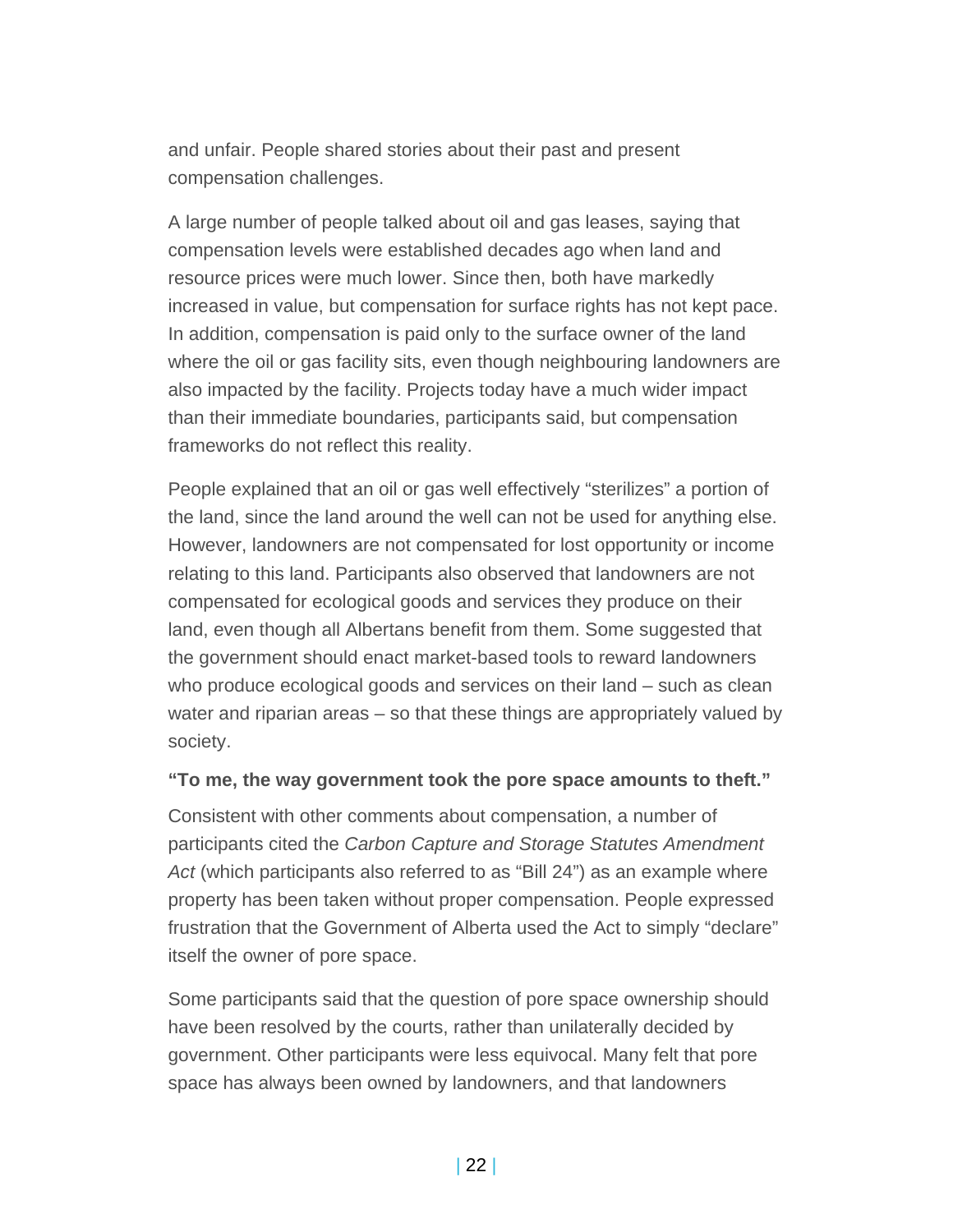and unfair. People shared stories about their past and present compensation challenges.

A large number of people talked about oil and gas leases, saying that compensation levels were established decades ago when land and resource prices were much lower. Since then, both have markedly increased in value, but compensation for surface rights has not kept pace. In addition, compensation is paid only to the surface owner of the land where the oil or gas facility sits, even though neighbouring landowners are also impacted by the facility. Projects today have a much wider impact than their immediate boundaries, participants said, but compensation frameworks do not reflect this reality.

People explained that an oil or gas well effectively "sterilizes" a portion of the land, since the land around the well can not be used for anything else. However, landowners are not compensated for lost opportunity or income relating to this land. Participants also observed that landowners are not compensated for ecological goods and services they produce on their land, even though all Albertans benefit from them. Some suggested that the government should enact market-based tools to reward landowners who produce ecological goods and services on their land – such as clean water and riparian areas – so that these things are appropriately valued by society.

**"To me, the way government took the pore space amounts to theft."**

Consistent with other comments about compensation, a number of participants cited the *Carbon Capture and Storage Statutes Amendment Act* (which participants also referred to as "Bill 24") as an example where property has been taken without proper compensation. People expressed frustration that the Government of Alberta used the Act to simply "declare" itself the owner of pore space.

Some participants said that the question of pore space ownership should have been resolved by the courts, rather than unilaterally decided by government. Other participants were less equivocal. Many felt that pore space has always been owned by landowners, and that landowners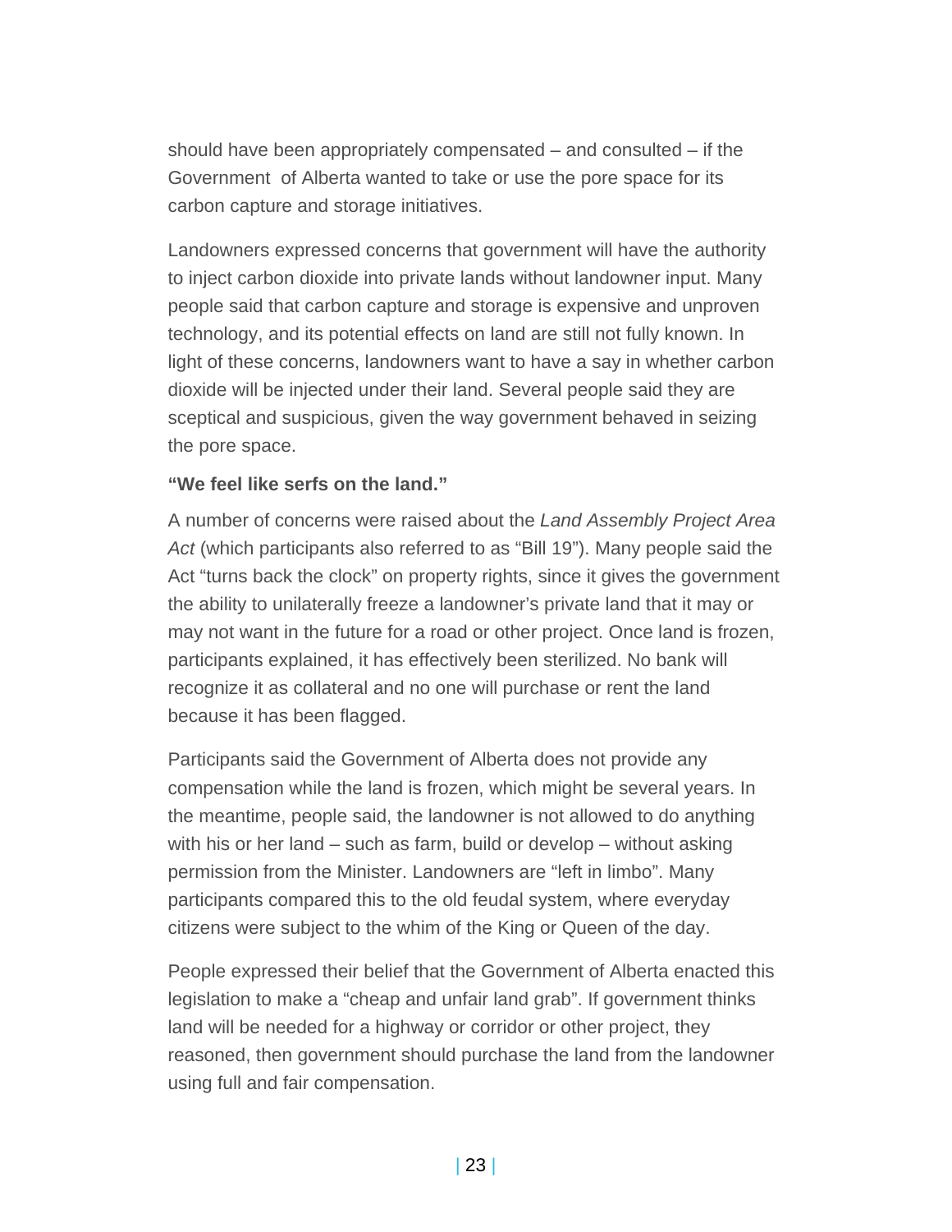should have been appropriately compensated – and consulted – if the Government of Alberta wanted to take or use the pore space for its carbon capture and storage initiatives.

Landowners expressed concerns that government will have the authority to inject carbon dioxide into private lands without landowner input. Many people said that carbon capture and storage is expensive and unproven technology, and its potential effects on land are still not fully known. In light of these concerns, landowners want to have a say in whether carbon dioxide will be injected under their land. Several people said they are sceptical and suspicious, given the way government behaved in seizing the pore space.

**"We feel like serfs on the land."**

A number of concerns were raised about the *Land Assembly Project Area Act* (which participants also referred to as "Bill 19"). Many people said the Act "turns back the clock" on property rights, since it gives the government the ability to unilaterally freeze a landowner's private land that it may or may not want in the future for a road or other project. Once land is frozen, participants explained, it has effectively been sterilized. No bank will recognize it as collateral and no one will purchase or rent the land because it has been flagged.

Participants said the Government of Alberta does not provide any compensation while the land is frozen, which might be several years. In the meantime, people said, the landowner is not allowed to do anything with his or her land – such as farm, build or develop – without asking permission from the Minister. Landowners are "left in limbo". Many participants compared this to the old feudal system, where everyday citizens were subject to the whim of the King or Queen of the day.

People expressed their belief that the Government of Alberta enacted this legislation to make a "cheap and unfair land grab". If government thinks land will be needed for a highway or corridor or other project, they reasoned, then government should purchase the land from the landowner using full and fair compensation.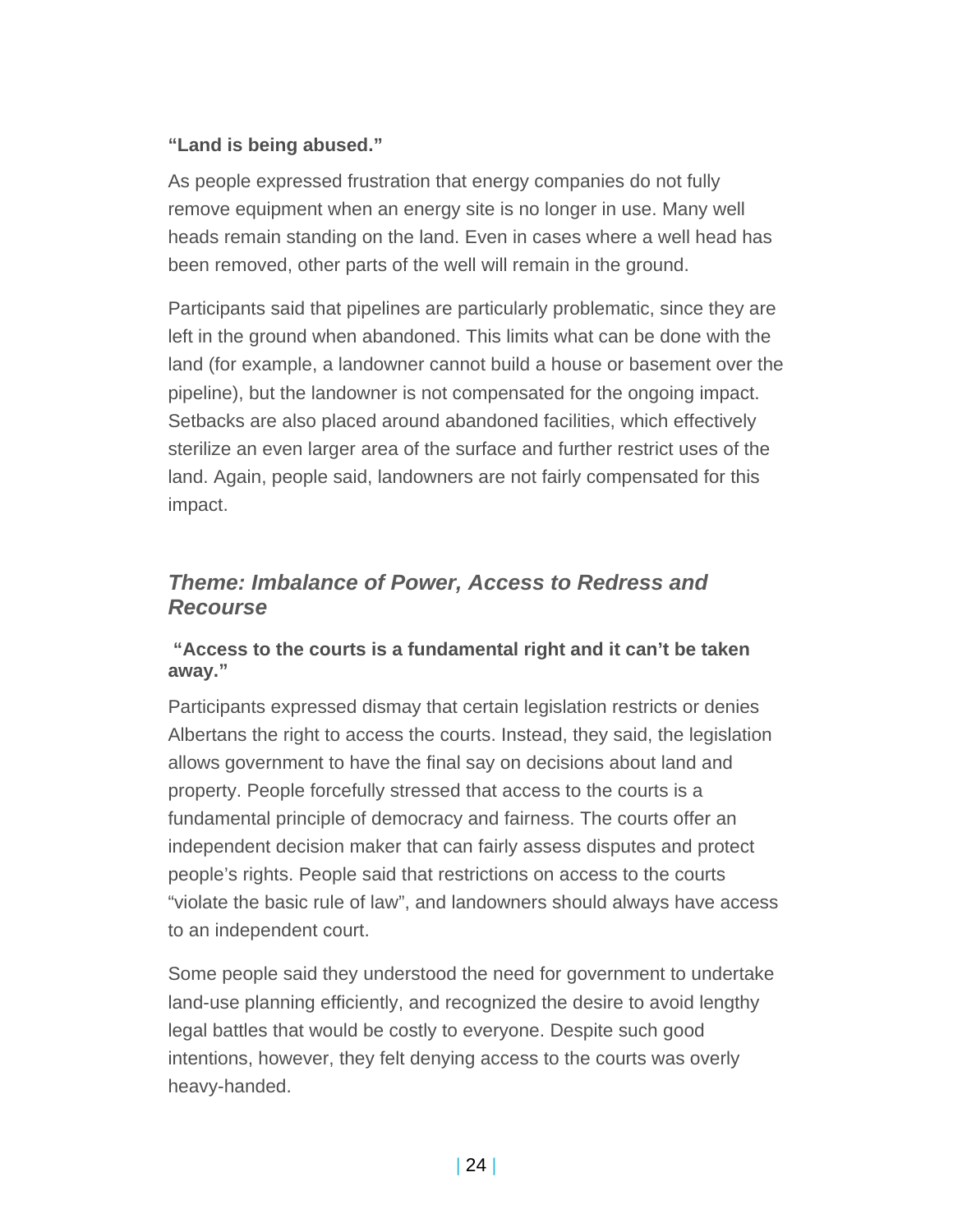**“Land is being abused.”**

As people expressed frustration that energy companies do not fully remove equipment when an energy site is no longer in use. Many well heads remain standing on the land. Even in cases where a well head has been removed, other parts of the well will remain in the ground.

Participants said that pipelines are particularly problematic, since they are left in the ground when abandoned. This limits what can be done with the land (for example, a landowner cannot build a house or basement over the pipeline), but the landowner is not compensated for the ongoing impact. Setbacks are also placed around abandoned facilities, which effectively sterilize an even larger area of the surface and further restrict uses of the land. Again, people said, landowners are not fairly compensated for this impact.

### *Theme: Imbalance of Power, Access to Redress and Recourse*

**“Access to the courts is a fundamental right and it can’t be taken away.”**

Participants expressed dismay that certain legislation restricts or denies Albertans the right to access the courts. Instead, they said, the legislation allows government to have the final say on decisions about land and property. People forcefully stressed that access to the courts is a fundamental principle of democracy and fairness. The courts offer an independent decision maker that can fairly assess disputes and protect people’s rights. People said that restrictions on access to the courts “violate the basic rule of law”, and landowners should always have access to an independent court.

Some people said they understood the need for government to undertake land-use planning efficiently, and recognized the desire to avoid lengthy legal battles that would be costly to everyone. Despite such good intentions, however, they felt denying access to the courts was overly heavy-handed.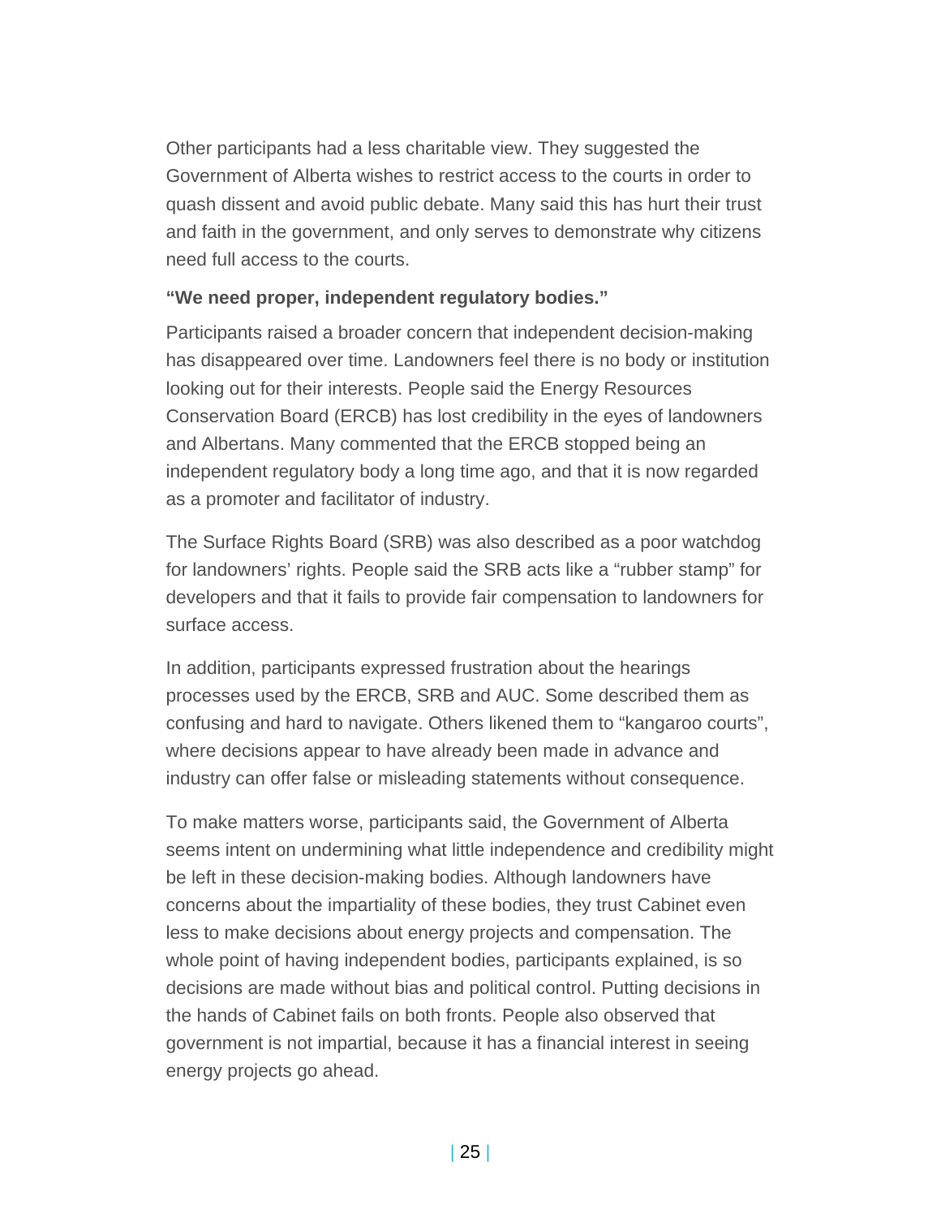Other participants had a less charitable view. They suggested the Government of Alberta wishes to restrict access to the courts in order to quash dissent and avoid public debate. Many said this has hurt their trust and faith in the government, and only serves to demonstrate why citizens need full access to the courts.

**“We need proper, independent regulatory bodies.”**

Participants raised a broader concern that independent decision-making has disappeared over time. Landowners feel there is no body or institution looking out for their interests. People said the Energy Resources Conservation Board (ERCB) has lost credibility in the eyes of landowners and Albertans. Many commented that the ERCB stopped being an independent regulatory body a long time ago, and that it is now regarded as a promoter and facilitator of industry.

The Surface Rights Board (SRB) was also described as a poor watchdog for landowners’ rights. People said the SRB acts like a “rubber stamp” for developers and that it fails to provide fair compensation to landowners for surface access.

In addition, participants expressed frustration about the hearings processes used by the ERCB, SRB and AUC. Some described them as confusing and hard to navigate. Others likened them to “kangaroo courts”, where decisions appear to have already been made in advance and industry can offer false or misleading statements without consequence.

To make matters worse, participants said, the Government of Alberta seems intent on undermining what little independence and credibility might be left in these decision-making bodies. Although landowners have concerns about the impartiality of these bodies, they trust Cabinet even less to make decisions about energy projects and compensation. The whole point of having independent bodies, participants explained, is so decisions are made without bias and political control. Putting decisions in the hands of Cabinet fails on both fronts. People also observed that government is not impartial, because it has a financial interest in seeing energy projects go ahead.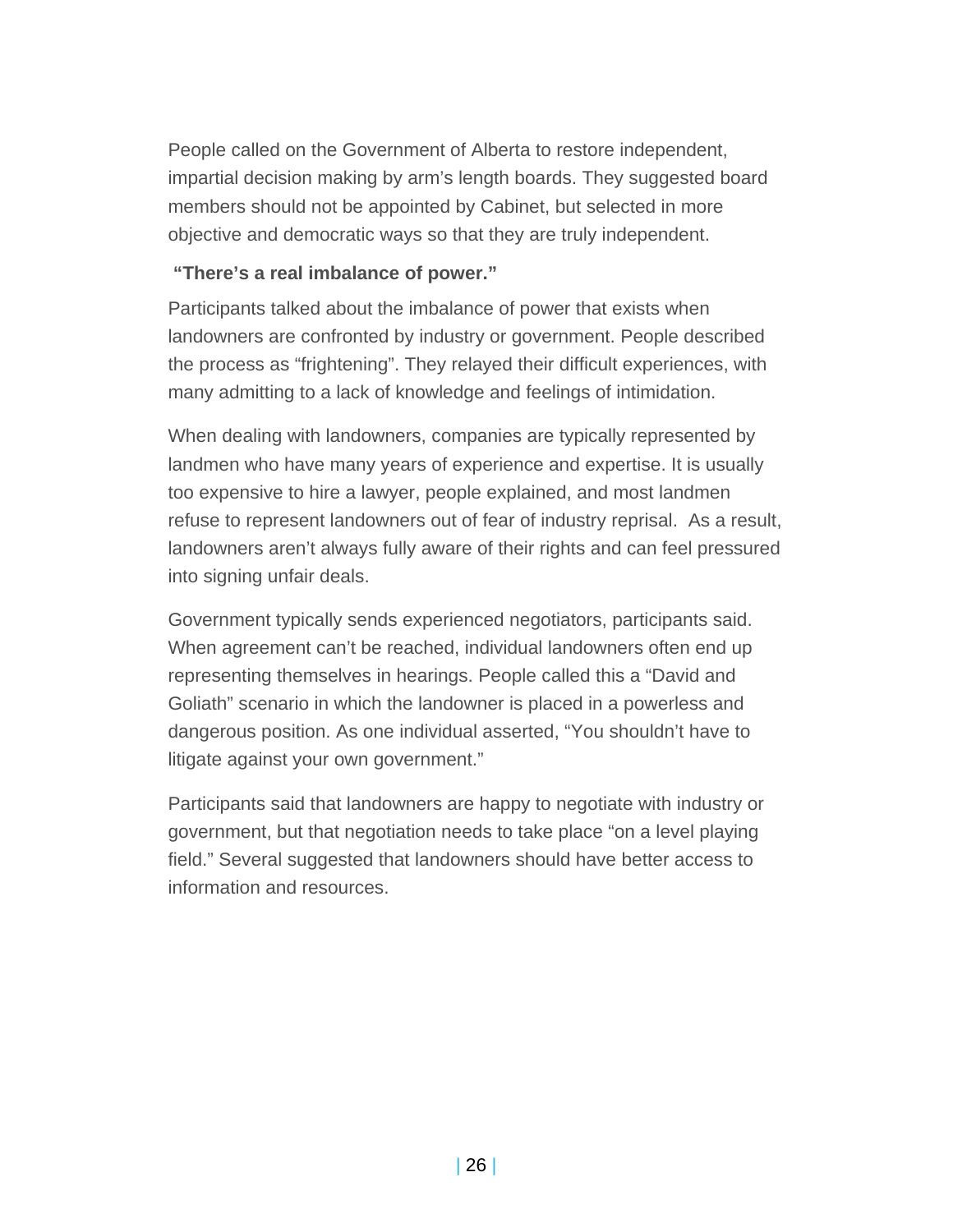People called on the Government of Alberta to restore independent, impartial decision making by arm's length boards. They suggested board members should not be appointed by Cabinet, but selected in more objective and democratic ways so that they are truly independent.

**"There's a real imbalance of power."**

Participants talked about the imbalance of power that exists when landowners are confronted by industry or government. People described the process as "frightening". They relayed their difficult experiences, with many admitting to a lack of knowledge and feelings of intimidation.

When dealing with landowners, companies are typically represented by landmen who have many years of experience and expertise. It is usually too expensive to hire a lawyer, people explained, and most landmen refuse to represent landowners out of fear of industry reprisal. As a result, landowners aren't always fully aware of their rights and can feel pressured into signing unfair deals.

Government typically sends experienced negotiators, participants said. When agreement can't be reached, individual landowners often end up representing themselves in hearings. People called this a "David and Goliath" scenario in which the landowner is placed in a powerless and dangerous position. As one individual asserted, "You shouldn't have to litigate against your own government."

Participants said that landowners are happy to negotiate with industry or government, but that negotiation needs to take place "on a level playing field." Several suggested that landowners should have better access to information and resources.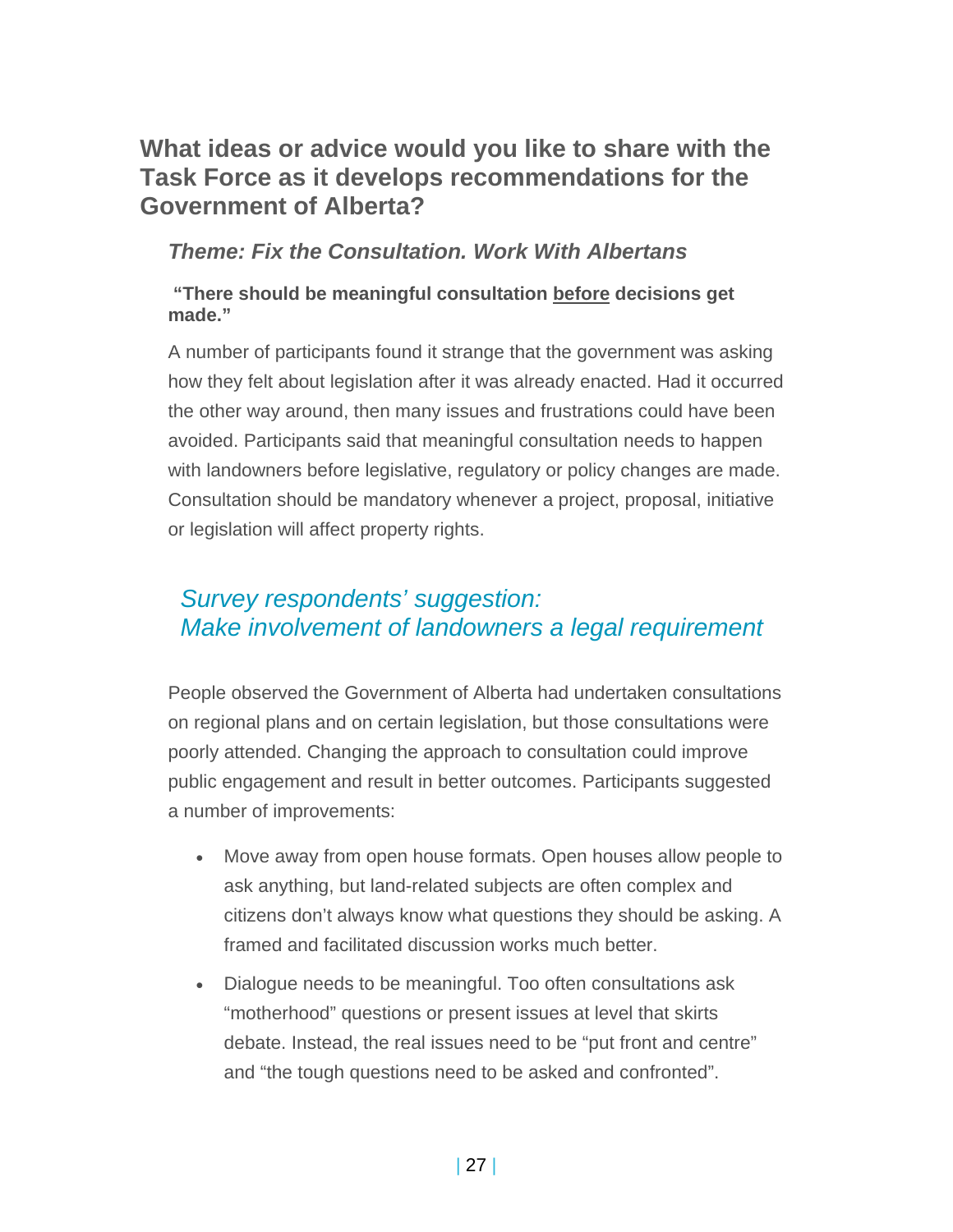## What ideas or advice would you like to share with the Task Force as it develops recommendations for the Government of Alberta?

### *Theme: Fix the Consultation. Work With Albertans*

**"There should be meaningful consultation before decisions get made."**

A number of participants found it strange that the government was asking how they felt about legislation after it was already enacted. Had it occurred the other way around, then many issues and frustrations could have been avoided. Participants said that meaningful consultation needs to happen with landowners before legislative, regulatory or policy changes are made. Consultation should be mandatory whenever a project, proposal, initiative or legislation will affect property rights.

*Survey respondents' suggestion:*
*Make involvement of landowners a legal requirement*

People observed the Government of Alberta had undertaken consultations on regional plans and on certain legislation, but those consultations were poorly attended. Changing the approach to consultation could improve public engagement and result in better outcomes. Participants suggested a number of improvements:

- Move away from open house formats. Open houses allow people to ask anything, but land-related subjects are often complex and citizens don't always know what questions they should be asking. A framed and facilitated discussion works much better.
- Dialogue needs to be meaningful. Too often consultations ask "motherhood" questions or present issues at level that skirts debate. Instead, the real issues need to be "put front and centre" and "the tough questions need to be asked and confronted".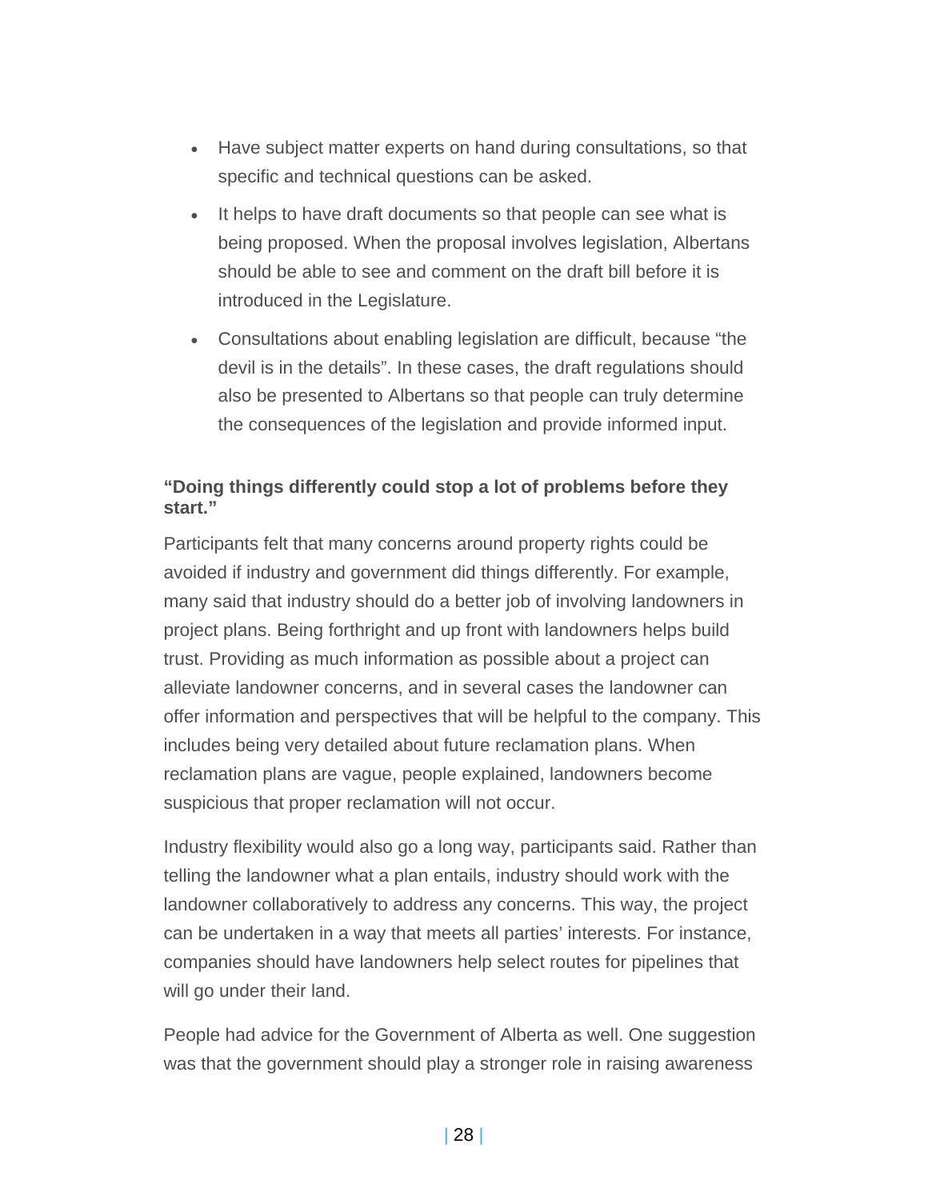- Have subject matter experts on hand during consultations, so that specific and technical questions can be asked.
- It helps to have draft documents so that people can see what is being proposed. When the proposal involves legislation, Albertans should be able to see and comment on the draft bill before it is introduced in the Legislature.
- Consultations about enabling legislation are difficult, because “the devil is in the details”. In these cases, the draft regulations should also be presented to Albertans so that people can truly determine the consequences of the legislation and provide informed input.

**“Doing things differently could stop a lot of problems before they start.”**

Participants felt that many concerns around property rights could be avoided if industry and government did things differently. For example, many said that industry should do a better job of involving landowners in project plans. Being forthright and up front with landowners helps build trust. Providing as much information as possible about a project can alleviate landowner concerns, and in several cases the landowner can offer information and perspectives that will be helpful to the company. This includes being very detailed about future reclamation plans. When reclamation plans are vague, people explained, landowners become suspicious that proper reclamation will not occur.

Industry flexibility would also go a long way, participants said. Rather than telling the landowner what a plan entails, industry should work with the landowner collaboratively to address any concerns. This way, the project can be undertaken in a way that meets all parties’ interests. For instance, companies should have landowners help select routes for pipelines that will go under their land.

People had advice for the Government of Alberta as well. One suggestion was that the government should play a stronger role in raising awareness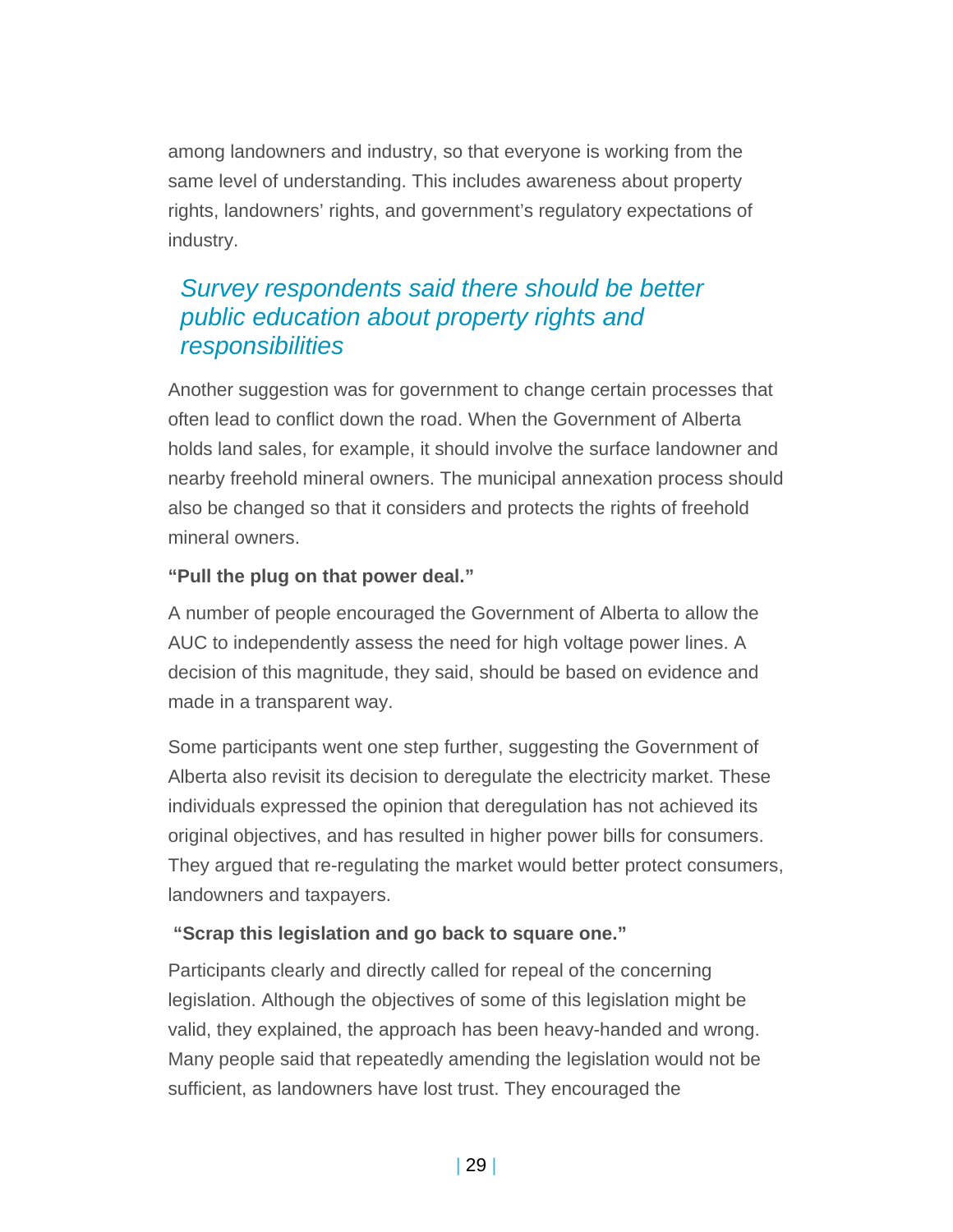among landowners and industry, so that everyone is working from the same level of understanding. This includes awareness about property rights, landowners' rights, and government's regulatory expectations of industry.

> *Survey respondents said there should be better public education about property rights and responsibilities*

Another suggestion was for government to change certain processes that often lead to conflict down the road. When the Government of Alberta holds land sales, for example, it should involve the surface landowner and nearby freehold mineral owners. The municipal annexation process should also be changed so that it considers and protects the rights of freehold mineral owners.

**"Pull the plug on that power deal."**

A number of people encouraged the Government of Alberta to allow the AUC to independently assess the need for high voltage power lines. A decision of this magnitude, they said, should be based on evidence and made in a transparent way.

Some participants went one step further, suggesting the Government of Alberta also revisit its decision to deregulate the electricity market. These individuals expressed the opinion that deregulation has not achieved its original objectives, and has resulted in higher power bills for consumers. They argued that re-regulating the market would better protect consumers, landowners and taxpayers.

**"Scrap this legislation and go back to square one."**

Participants clearly and directly called for repeal of the concerning legislation. Although the objectives of some of this legislation might be valid, they explained, the approach has been heavy-handed and wrong. Many people said that repeatedly amending the legislation would not be sufficient, as landowners have lost trust. They encouraged the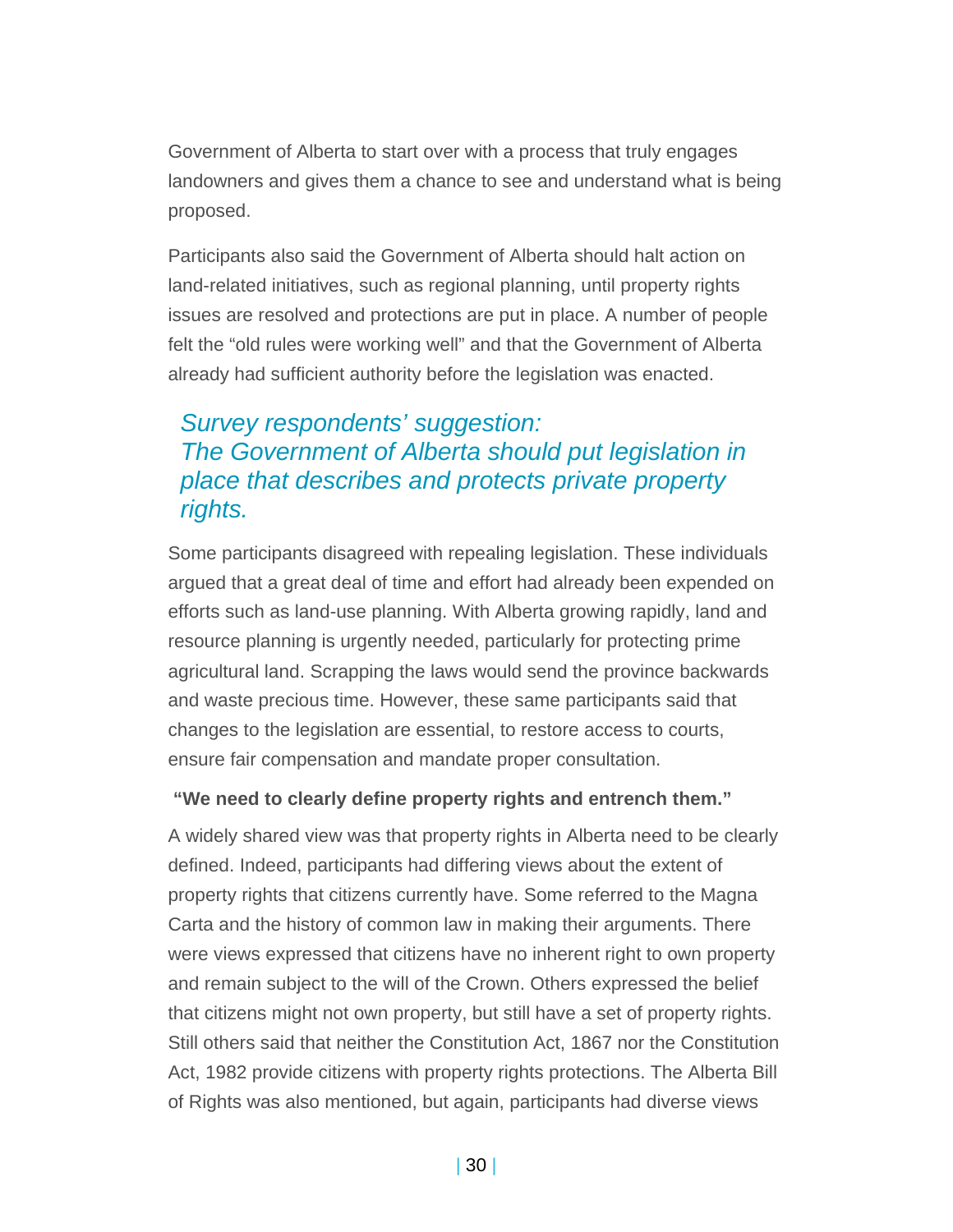Government of Alberta to start over with a process that truly engages landowners and gives them a chance to see and understand what is being proposed.

Participants also said the Government of Alberta should halt action on land-related initiatives, such as regional planning, until property rights issues are resolved and protections are put in place. A number of people felt the "old rules were working well" and that the Government of Alberta already had sufficient authority before the legislation was enacted.

### *Survey respondents' suggestion: The Government of Alberta should put legislation in place that describes and protects private property rights.*

Some participants disagreed with repealing legislation. These individuals argued that a great deal of time and effort had already been expended on efforts such as land-use planning. With Alberta growing rapidly, land and resource planning is urgently needed, particularly for protecting prime agricultural land. Scrapping the laws would send the province backwards and waste precious time. However, these same participants said that changes to the legislation are essential, to restore access to courts, ensure fair compensation and mandate proper consultation.

**"We need to clearly define property rights and entrench them."**

A widely shared view was that property rights in Alberta need to be clearly defined. Indeed, participants had differing views about the extent of property rights that citizens currently have. Some referred to the Magna Carta and the history of common law in making their arguments. There were views expressed that citizens have no inherent right to own property and remain subject to the will of the Crown. Others expressed the belief that citizens might not own property, but still have a set of property rights. Still others said that neither the Constitution Act, 1867 nor the Constitution Act, 1982 provide citizens with property rights protections. The Alberta Bill of Rights was also mentioned, but again, participants had diverse views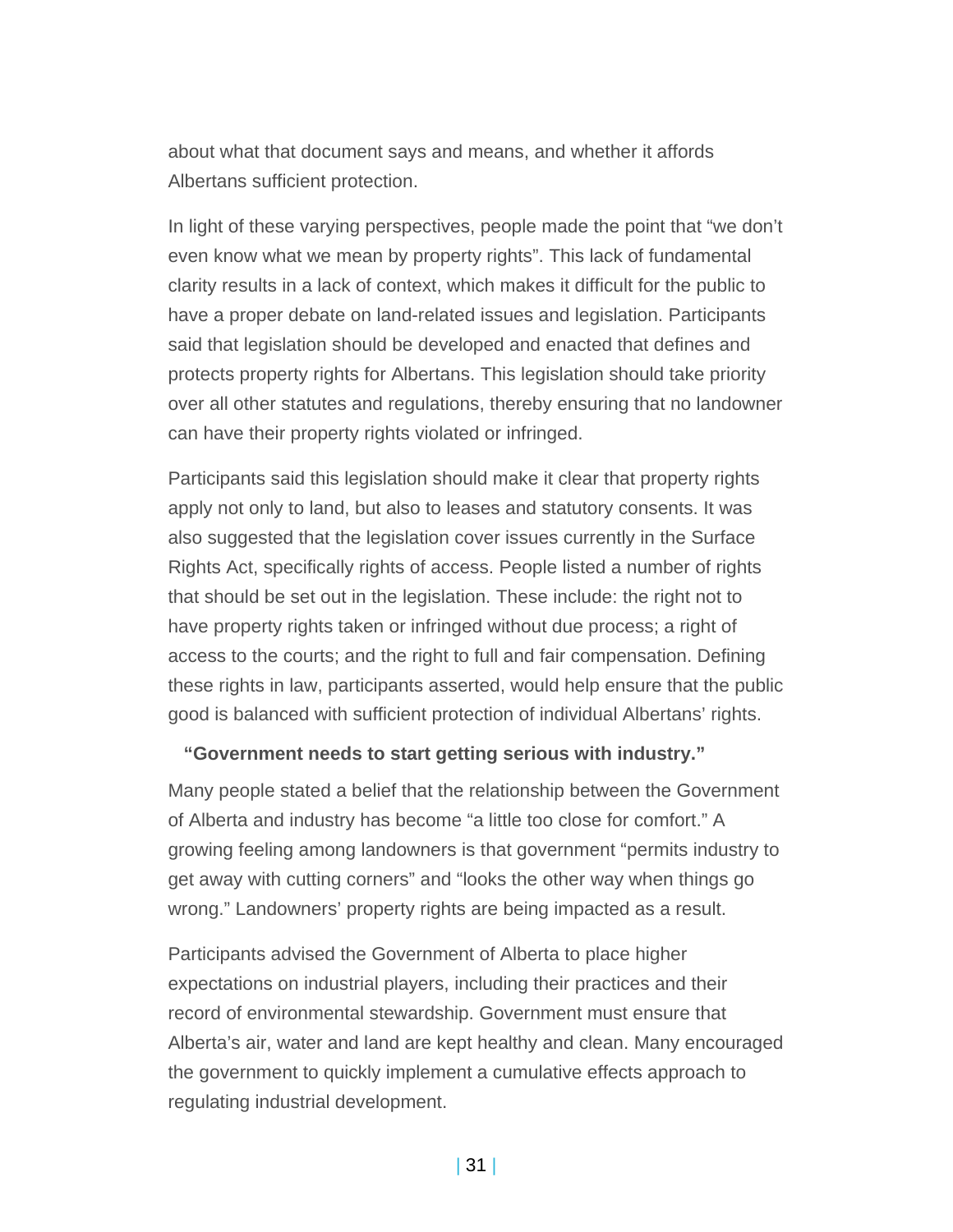about what that document says and means, and whether it affords Albertans sufficient protection.

In light of these varying perspectives, people made the point that “we don’t even know what we mean by property rights”. This lack of fundamental clarity results in a lack of context, which makes it difficult for the public to have a proper debate on land-related issues and legislation. Participants said that legislation should be developed and enacted that defines and protects property rights for Albertans. This legislation should take priority over all other statutes and regulations, thereby ensuring that no landowner can have their property rights violated or infringed.

Participants said this legislation should make it clear that property rights apply not only to land, but also to leases and statutory consents. It was also suggested that the legislation cover issues currently in the Surface Rights Act, specifically rights of access. People listed a number of rights that should be set out in the legislation. These include: the right not to have property rights taken or infringed without due process; a right of access to the courts; and the right to full and fair compensation. Defining these rights in law, participants asserted, would help ensure that the public good is balanced with sufficient protection of individual Albertans’ rights.

**“Government needs to start getting serious with industry.”**

Many people stated a belief that the relationship between the Government of Alberta and industry has become “a little too close for comfort.” A growing feeling among landowners is that government “permits industry to get away with cutting corners” and “looks the other way when things go wrong.” Landowners’ property rights are being impacted as a result.

Participants advised the Government of Alberta to place higher expectations on industrial players, including their practices and their record of environmental stewardship. Government must ensure that Alberta’s air, water and land are kept healthy and clean. Many encouraged the government to quickly implement a cumulative effects approach to regulating industrial development.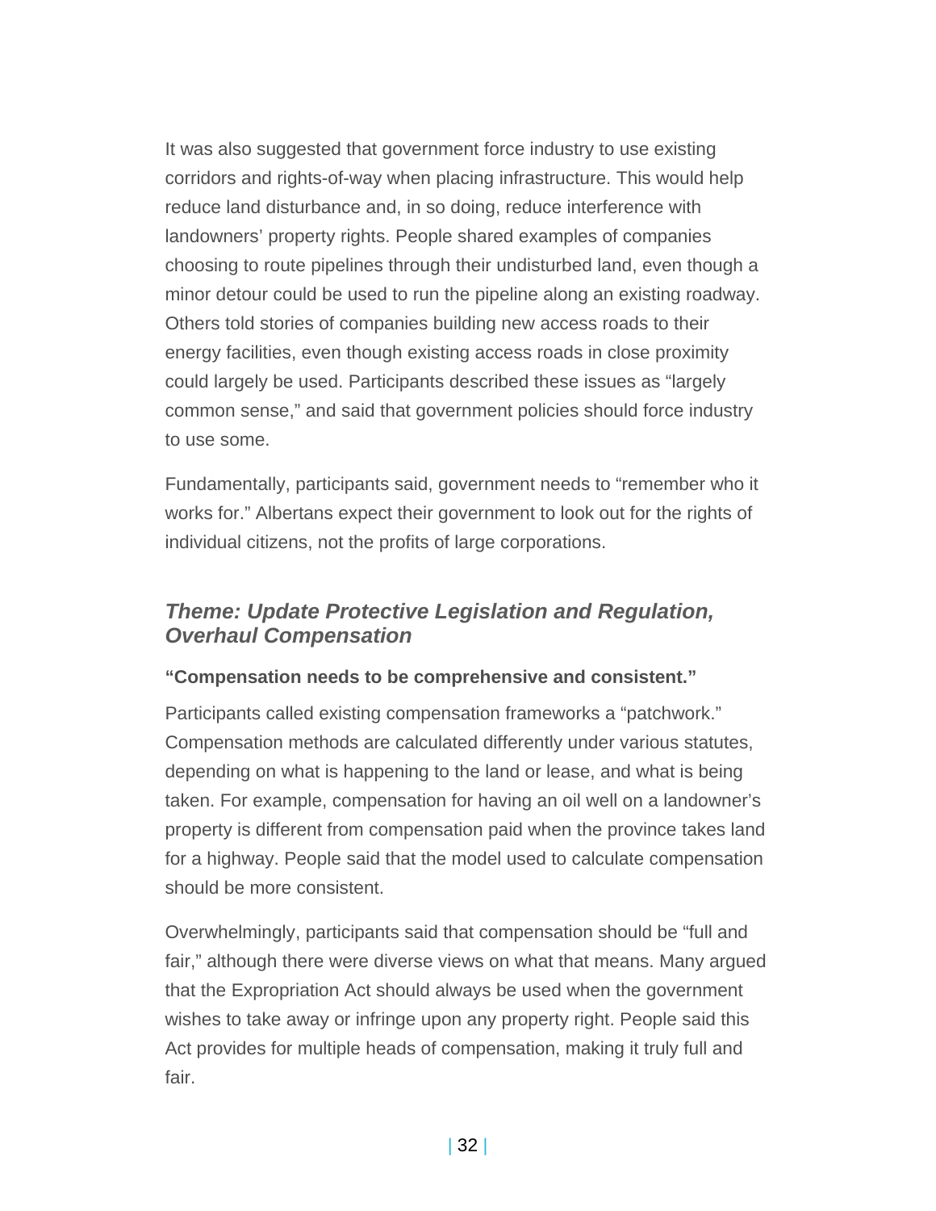It was also suggested that government force industry to use existing corridors and rights-of-way when placing infrastructure. This would help reduce land disturbance and, in so doing, reduce interference with landowners' property rights. People shared examples of companies choosing to route pipelines through their undisturbed land, even though a minor detour could be used to run the pipeline along an existing roadway. Others told stories of companies building new access roads to their energy facilities, even though existing access roads in close proximity could largely be used. Participants described these issues as "largely common sense," and said that government policies should force industry to use some.

Fundamentally, participants said, government needs to "remember who it works for." Albertans expect their government to look out for the rights of individual citizens, not the profits of large corporations.

## *Theme: Update Protective Legislation and Regulation, Overhaul Compensation*

**"Compensation needs to be comprehensive and consistent."**

Participants called existing compensation frameworks a "patchwork." Compensation methods are calculated differently under various statutes, depending on what is happening to the land or lease, and what is being taken. For example, compensation for having an oil well on a landowner's property is different from compensation paid when the province takes land for a highway. People said that the model used to calculate compensation should be more consistent.

Overwhelmingly, participants said that compensation should be "full and fair," although there were diverse views on what that means. Many argued that the Expropriation Act should always be used when the government wishes to take away or infringe upon any property right. People said this Act provides for multiple heads of compensation, making it truly full and fair.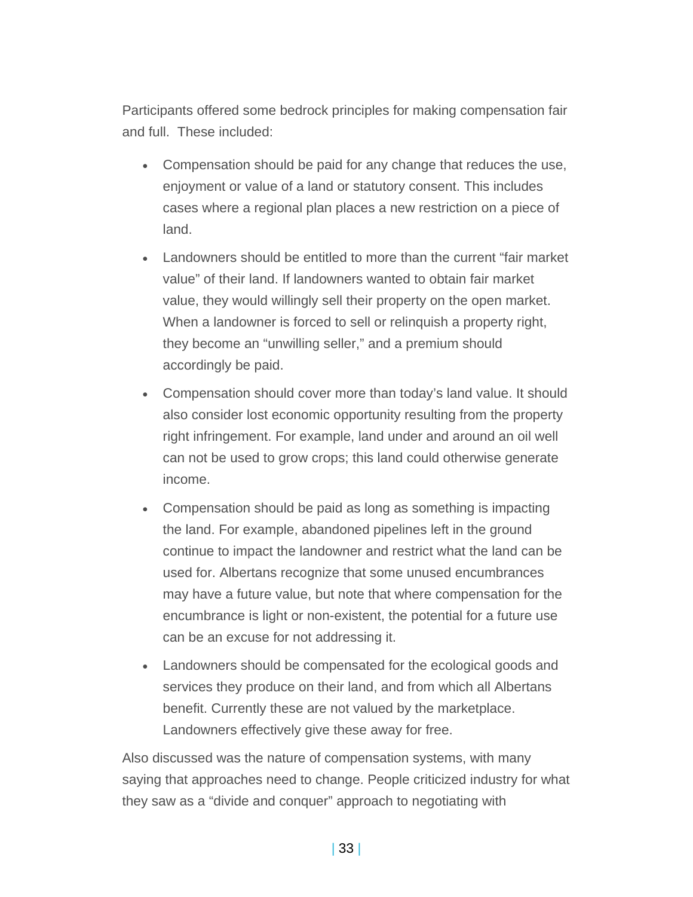Participants offered some bedrock principles for making compensation fair and full.  These included:

- Compensation should be paid for any change that reduces the use, enjoyment or value of a land or statutory consent. This includes cases where a regional plan places a new restriction on a piece of land.
- Landowners should be entitled to more than the current “fair market value” of their land. If landowners wanted to obtain fair market value, they would willingly sell their property on the open market. When a landowner is forced to sell or relinquish a property right, they become an “unwilling seller,” and a premium should accordingly be paid.
- Compensation should cover more than today’s land value. It should also consider lost economic opportunity resulting from the property right infringement. For example, land under and around an oil well can not be used to grow crops; this land could otherwise generate income.
- Compensation should be paid as long as something is impacting the land. For example, abandoned pipelines left in the ground continue to impact the landowner and restrict what the land can be used for. Albertans recognize that some unused encumbrances may have a future value, but note that where compensation for the encumbrance is light or non-existent, the potential for a future use can be an excuse for not addressing it.
- Landowners should be compensated for the ecological goods and services they produce on their land, and from which all Albertans benefit. Currently these are not valued by the marketplace. Landowners effectively give these away for free.

Also discussed was the nature of compensation systems, with many saying that approaches need to change. People criticized industry for what they saw as a “divide and conquer” approach to negotiating with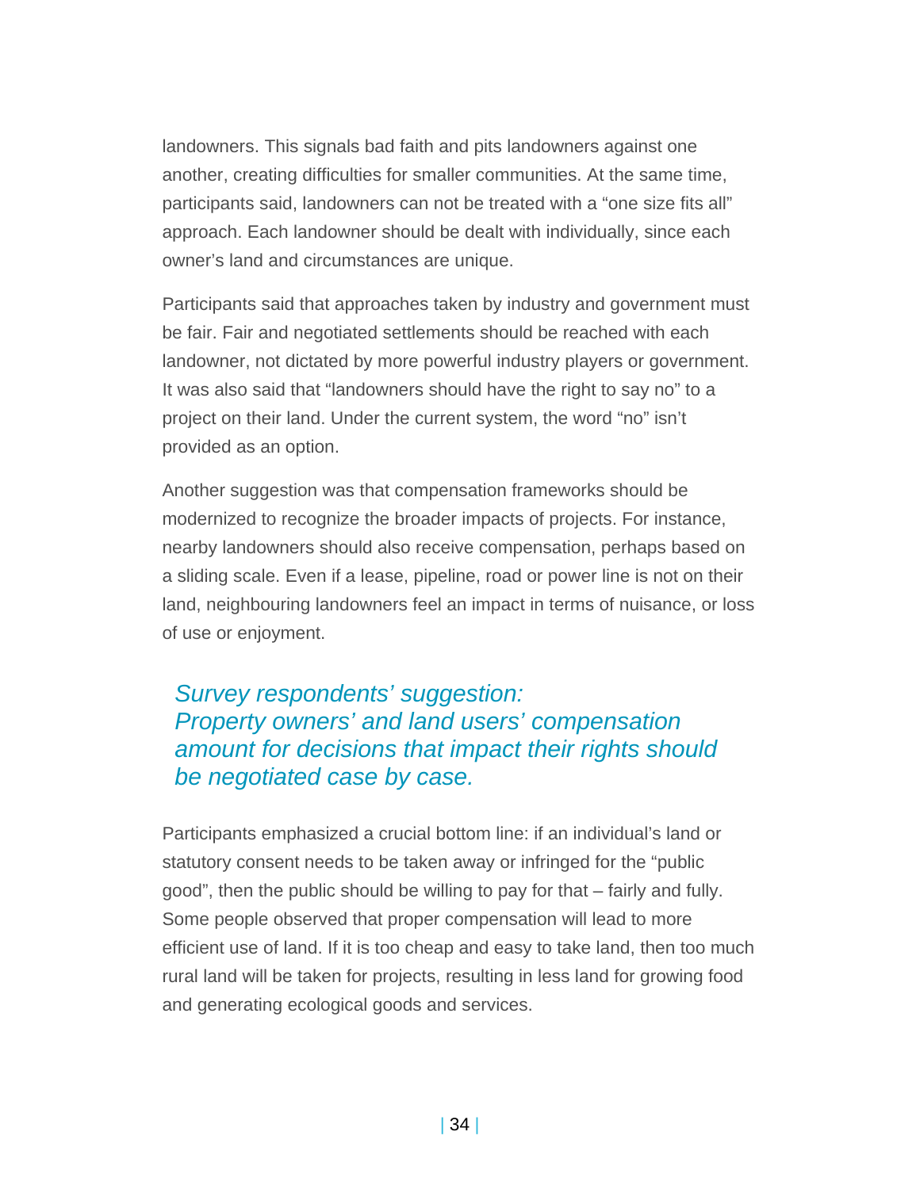landowners. This signals bad faith and pits landowners against one another, creating difficulties for smaller communities. At the same time, participants said, landowners can not be treated with a "one size fits all" approach. Each landowner should be dealt with individually, since each owner's land and circumstances are unique.

Participants said that approaches taken by industry and government must be fair. Fair and negotiated settlements should be reached with each landowner, not dictated by more powerful industry players or government. It was also said that "landowners should have the right to say no" to a project on their land. Under the current system, the word "no" isn't provided as an option.

Another suggestion was that compensation frameworks should be modernized to recognize the broader impacts of projects. For instance, nearby landowners should also receive compensation, perhaps based on a sliding scale. Even if a lease, pipeline, road or power line is not on their land, neighbouring landowners feel an impact in terms of nuisance, or loss of use or enjoyment.

*Survey respondents' suggestion:*
*Property owners' and land users' compensation amount for decisions that impact their rights should be negotiated case by case.*

Participants emphasized a crucial bottom line: if an individual's land or statutory consent needs to be taken away or infringed for the "public good", then the public should be willing to pay for that – fairly and fully. Some people observed that proper compensation will lead to more efficient use of land. If it is too cheap and easy to take land, then too much rural land will be taken for projects, resulting in less land for growing food and generating ecological goods and services.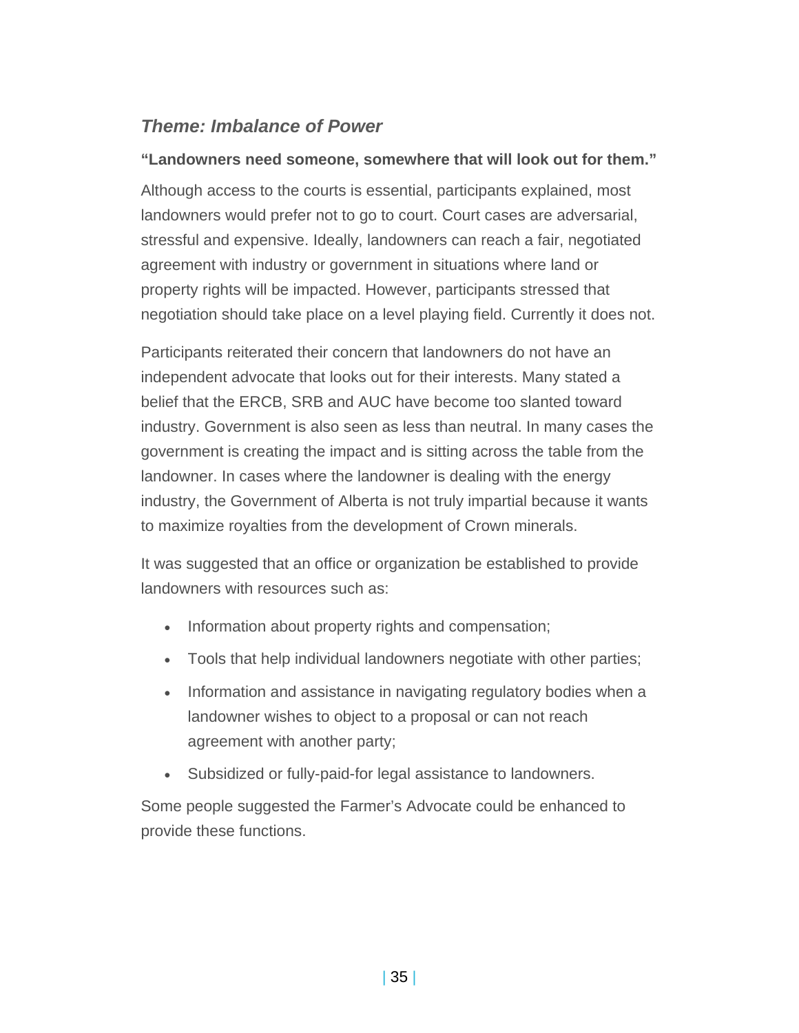### *Theme: Imbalance of Power*

**"Landowners need someone, somewhere that will look out for them."**

Although access to the courts is essential, participants explained, most landowners would prefer not to go to court. Court cases are adversarial, stressful and expensive. Ideally, landowners can reach a fair, negotiated agreement with industry or government in situations where land or property rights will be impacted. However, participants stressed that negotiation should take place on a level playing field. Currently it does not.

Participants reiterated their concern that landowners do not have an independent advocate that looks out for their interests. Many stated a belief that the ERCB, SRB and AUC have become too slanted toward industry. Government is also seen as less than neutral. In many cases the government is creating the impact and is sitting across the table from the landowner. In cases where the landowner is dealing with the energy industry, the Government of Alberta is not truly impartial because it wants to maximize royalties from the development of Crown minerals.

It was suggested that an office or organization be established to provide landowners with resources such as:

- Information about property rights and compensation;
- Tools that help individual landowners negotiate with other parties;
- Information and assistance in navigating regulatory bodies when a landowner wishes to object to a proposal or can not reach agreement with another party;
- Subsidized or fully-paid-for legal assistance to landowners.

Some people suggested the Farmer's Advocate could be enhanced to provide these functions.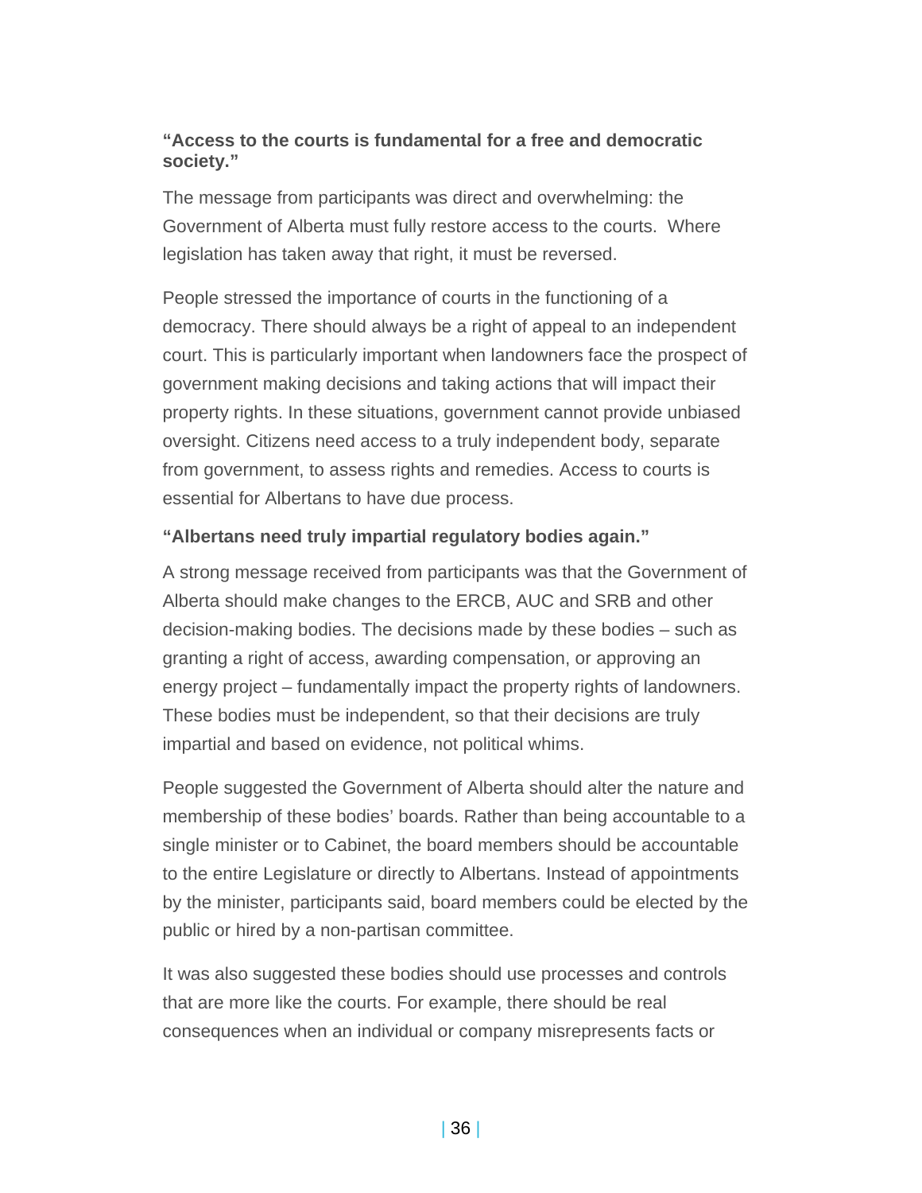**“Access to the courts is fundamental for a free and democratic society.”**

The message from participants was direct and overwhelming: the Government of Alberta must fully restore access to the courts. Where legislation has taken away that right, it must be reversed.

People stressed the importance of courts in the functioning of a democracy. There should always be a right of appeal to an independent court. This is particularly important when landowners face the prospect of government making decisions and taking actions that will impact their property rights. In these situations, government cannot provide unbiased oversight. Citizens need access to a truly independent body, separate from government, to assess rights and remedies. Access to courts is essential for Albertans to have due process.

**“Albertans need truly impartial regulatory bodies again.”**

A strong message received from participants was that the Government of Alberta should make changes to the ERCB, AUC and SRB and other decision-making bodies. The decisions made by these bodies – such as granting a right of access, awarding compensation, or approving an energy project – fundamentally impact the property rights of landowners. These bodies must be independent, so that their decisions are truly impartial and based on evidence, not political whims.

People suggested the Government of Alberta should alter the nature and membership of these bodies’ boards. Rather than being accountable to a single minister or to Cabinet, the board members should be accountable to the entire Legislature or directly to Albertans. Instead of appointments by the minister, participants said, board members could be elected by the public or hired by a non-partisan committee.

It was also suggested these bodies should use processes and controls that are more like the courts. For example, there should be real consequences when an individual or company misrepresents facts or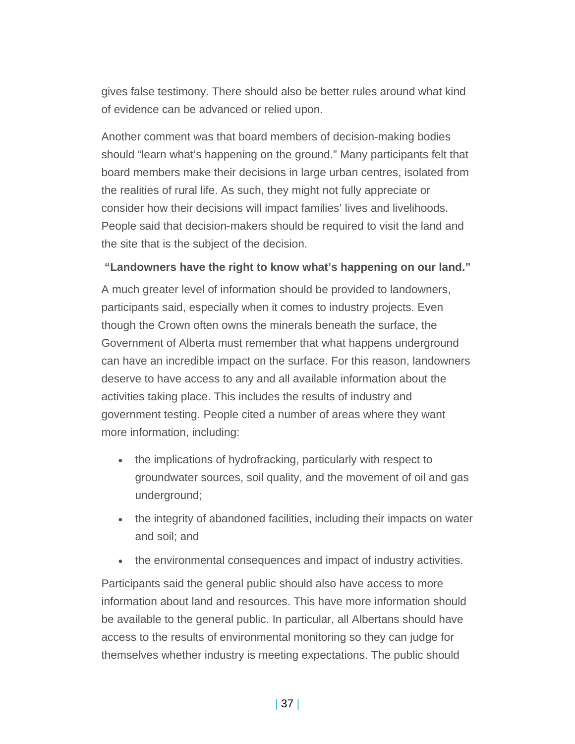gives false testimony. There should also be better rules around what kind of evidence can be advanced or relied upon.

Another comment was that board members of decision-making bodies should "learn what's happening on the ground." Many participants felt that board members make their decisions in large urban centres, isolated from the realities of rural life. As such, they might not fully appreciate or consider how their decisions will impact families' lives and livelihoods. People said that decision-makers should be required to visit the land and the site that is the subject of the decision.

**"Landowners have the right to know what's happening on our land."**

A much greater level of information should be provided to landowners, participants said, especially when it comes to industry projects. Even though the Crown often owns the minerals beneath the surface, the Government of Alberta must remember that what happens underground can have an incredible impact on the surface. For this reason, landowners deserve to have access to any and all available information about the activities taking place. This includes the results of industry and government testing. People cited a number of areas where they want more information, including:

- the implications of hydrofracking, particularly with respect to groundwater sources, soil quality, and the movement of oil and gas underground;
- the integrity of abandoned facilities, including their impacts on water and soil; and
- the environmental consequences and impact of industry activities.

Participants said the general public should also have access to more information about land and resources. This have more information should be available to the general public. In particular, all Albertans should have access to the results of environmental monitoring so they can judge for themselves whether industry is meeting expectations. The public should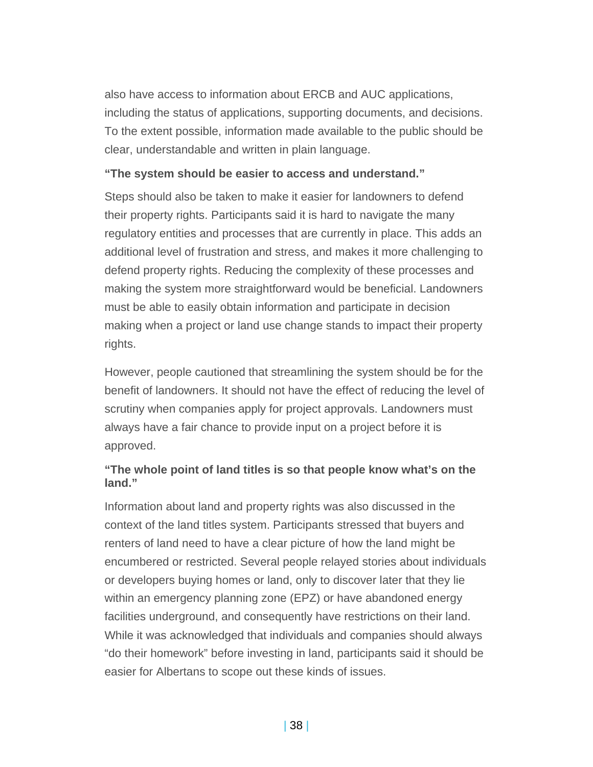also have access to information about ERCB and AUC applications, including the status of applications, supporting documents, and decisions. To the extent possible, information made available to the public should be clear, understandable and written in plain language.

**"The system should be easier to access and understand."**

Steps should also be taken to make it easier for landowners to defend their property rights. Participants said it is hard to navigate the many regulatory entities and processes that are currently in place. This adds an additional level of frustration and stress, and makes it more challenging to defend property rights. Reducing the complexity of these processes and making the system more straightforward would be beneficial. Landowners must be able to easily obtain information and participate in decision making when a project or land use change stands to impact their property rights.

However, people cautioned that streamlining the system should be for the benefit of landowners. It should not have the effect of reducing the level of scrutiny when companies apply for project approvals. Landowners must always have a fair chance to provide input on a project before it is approved.

**"The whole point of land titles is so that people know what's on the land."**

Information about land and property rights was also discussed in the context of the land titles system. Participants stressed that buyers and renters of land need to have a clear picture of how the land might be encumbered or restricted. Several people relayed stories about individuals or developers buying homes or land, only to discover later that they lie within an emergency planning zone (EPZ) or have abandoned energy facilities underground, and consequently have restrictions on their land. While it was acknowledged that individuals and companies should always "do their homework" before investing in land, participants said it should be easier for Albertans to scope out these kinds of issues.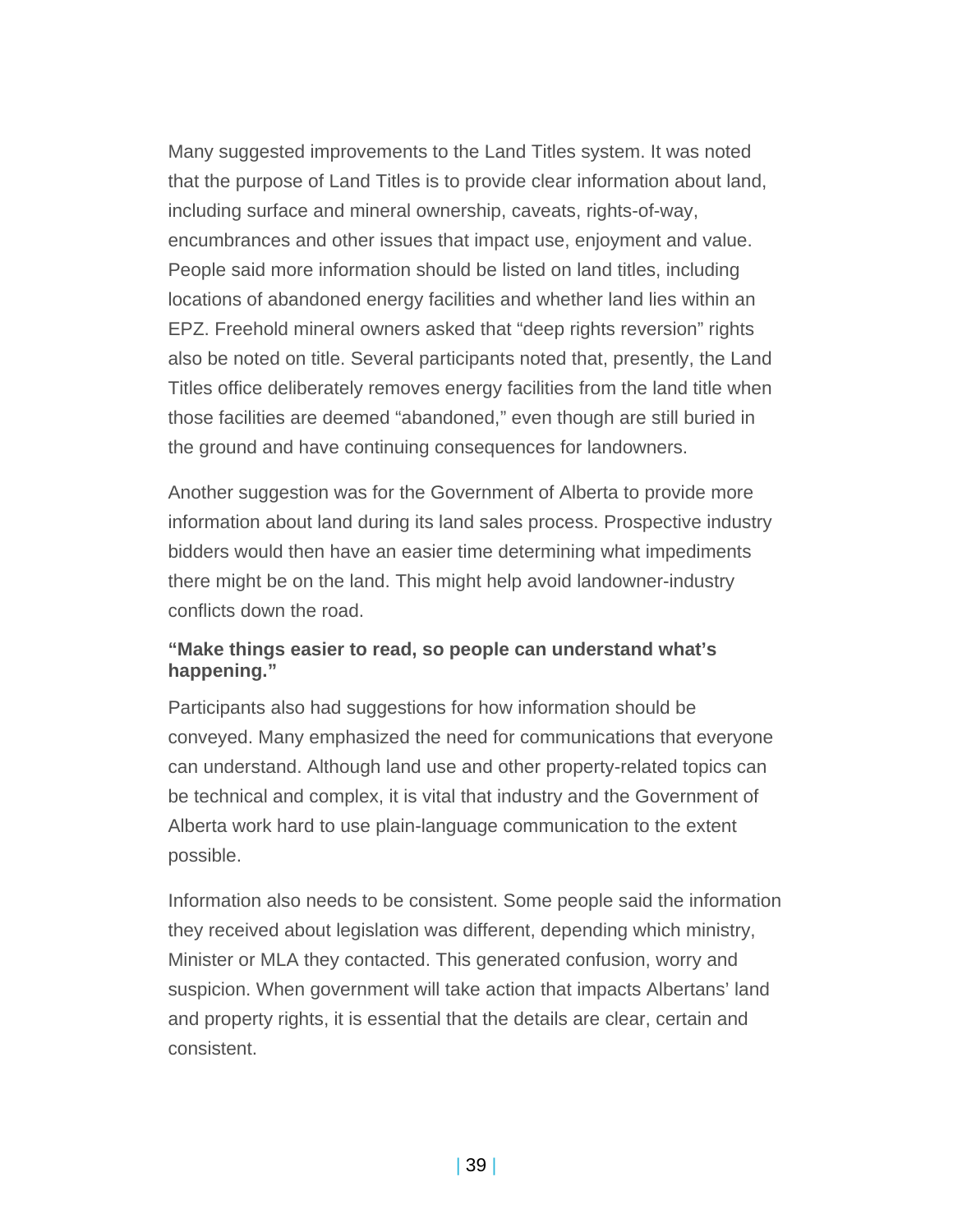Many suggested improvements to the Land Titles system. It was noted that the purpose of Land Titles is to provide clear information about land, including surface and mineral ownership, caveats, rights-of-way, encumbrances and other issues that impact use, enjoyment and value. People said more information should be listed on land titles, including locations of abandoned energy facilities and whether land lies within an EPZ. Freehold mineral owners asked that “deep rights reversion” rights also be noted on title. Several participants noted that, presently, the Land Titles office deliberately removes energy facilities from the land title when those facilities are deemed “abandoned,” even though are still buried in the ground and have continuing consequences for landowners.

Another suggestion was for the Government of Alberta to provide more information about land during its land sales process. Prospective industry bidders would then have an easier time determining what impediments there might be on the land. This might help avoid landowner-industry conflicts down the road.

**“Make things easier to read, so people can understand what’s happening.”**

Participants also had suggestions for how information should be conveyed. Many emphasized the need for communications that everyone can understand. Although land use and other property-related topics can be technical and complex, it is vital that industry and the Government of Alberta work hard to use plain-language communication to the extent possible.

Information also needs to be consistent. Some people said the information they received about legislation was different, depending which ministry, Minister or MLA they contacted. This generated confusion, worry and suspicion. When government will take action that impacts Albertans’ land and property rights, it is essential that the details are clear, certain and consistent.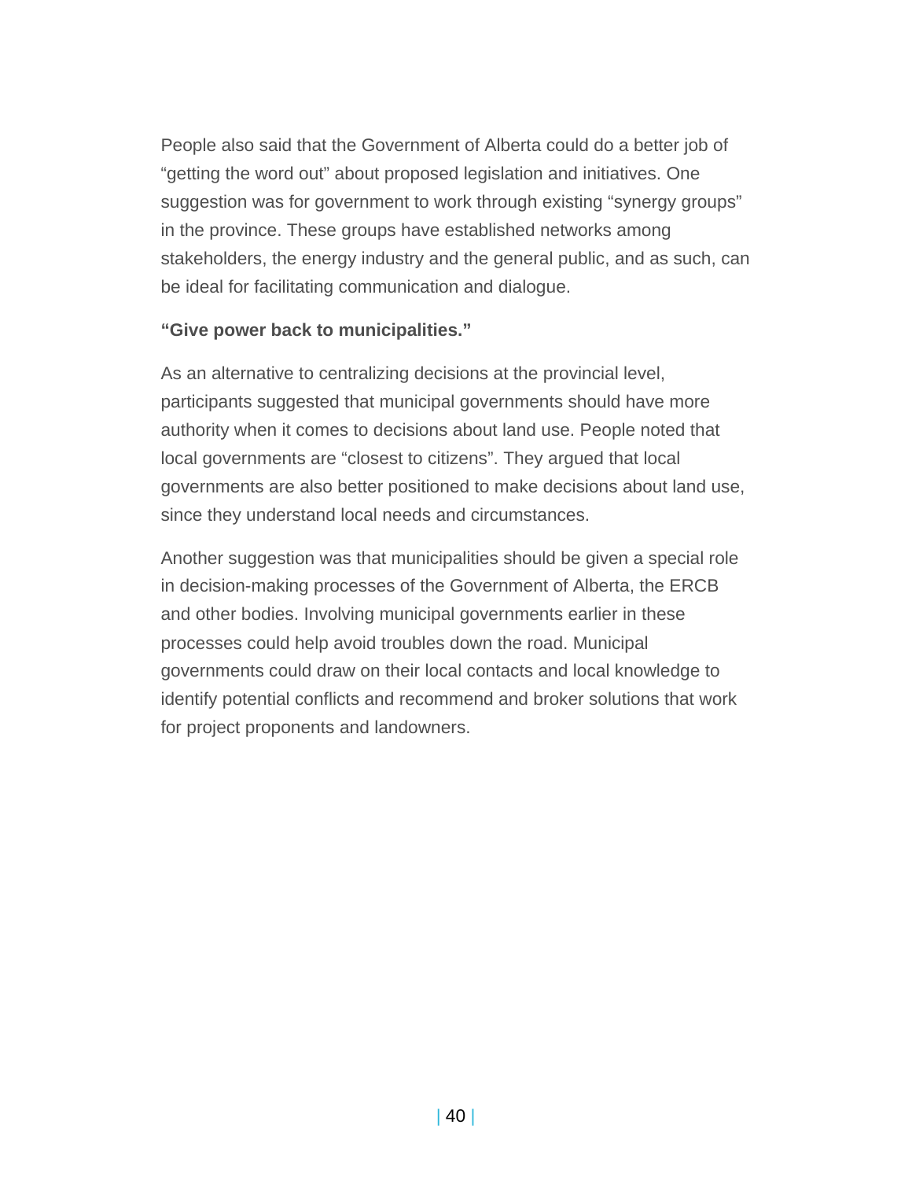People also said that the Government of Alberta could do a better job of "getting the word out" about proposed legislation and initiatives. One suggestion was for government to work through existing "synergy groups" in the province. These groups have established networks among stakeholders, the energy industry and the general public, and as such, can be ideal for facilitating communication and dialogue.

**"Give power back to municipalities."**

As an alternative to centralizing decisions at the provincial level, participants suggested that municipal governments should have more authority when it comes to decisions about land use. People noted that local governments are "closest to citizens". They argued that local governments are also better positioned to make decisions about land use, since they understand local needs and circumstances.

Another suggestion was that municipalities should be given a special role in decision-making processes of the Government of Alberta, the ERCB and other bodies. Involving municipal governments earlier in these processes could help avoid troubles down the road. Municipal governments could draw on their local contacts and local knowledge to identify potential conflicts and recommend and broker solutions that work for project proponents and landowners.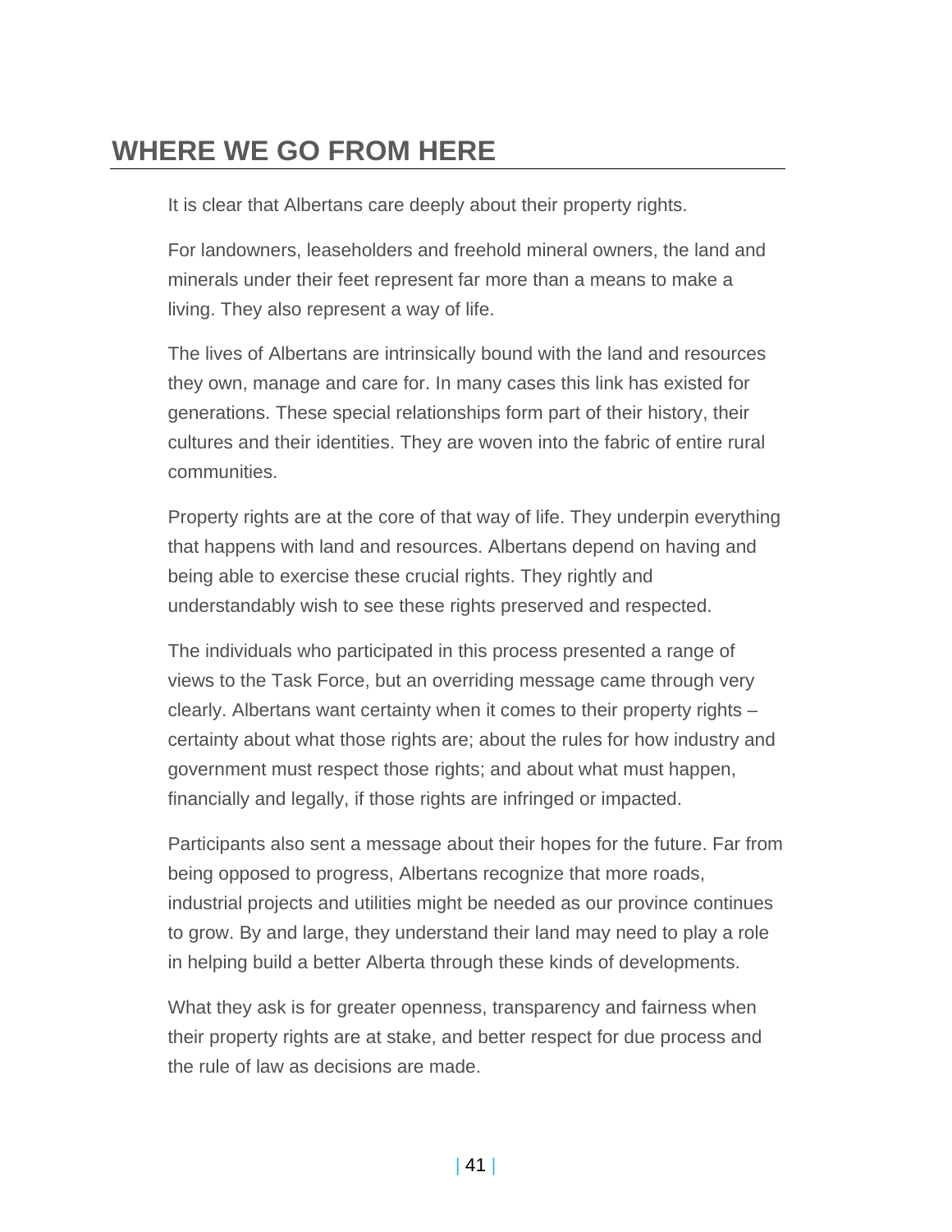## WHERE WE GO FROM HERE

It is clear that Albertans care deeply about their property rights.

For landowners, leaseholders and freehold mineral owners, the land and minerals under their feet represent far more than a means to make a living. They also represent a way of life.

The lives of Albertans are intrinsically bound with the land and resources they own, manage and care for. In many cases this link has existed for generations. These special relationships form part of their history, their cultures and their identities. They are woven into the fabric of entire rural communities.

Property rights are at the core of that way of life. They underpin everything that happens with land and resources. Albertans depend on having and being able to exercise these crucial rights. They rightly and understandably wish to see these rights preserved and respected.

The individuals who participated in this process presented a range of views to the Task Force, but an overriding message came through very clearly. Albertans want certainty when it comes to their property rights – certainty about what those rights are; about the rules for how industry and government must respect those rights; and about what must happen, financially and legally, if those rights are infringed or impacted.

Participants also sent a message about their hopes for the future. Far from being opposed to progress, Albertans recognize that more roads, industrial projects and utilities might be needed as our province continues to grow. By and large, they understand their land may need to play a role in helping build a better Alberta through these kinds of developments.

What they ask is for greater openness, transparency and fairness when their property rights are at stake, and better respect for due process and the rule of law as decisions are made.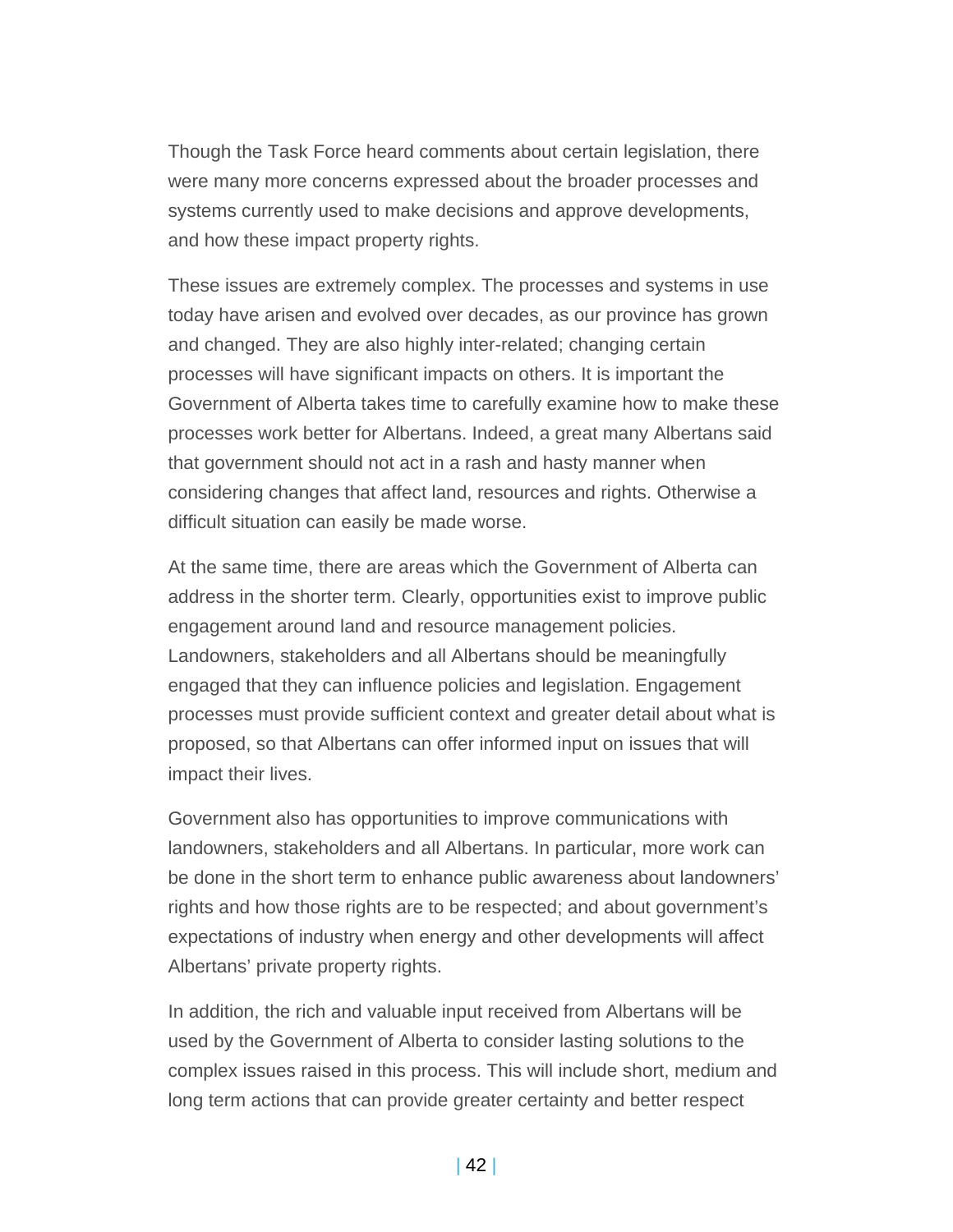Though the Task Force heard comments about certain legislation, there were many more concerns expressed about the broader processes and systems currently used to make decisions and approve developments, and how these impact property rights.

These issues are extremely complex. The processes and systems in use today have arisen and evolved over decades, as our province has grown and changed. They are also highly inter-related; changing certain processes will have significant impacts on others. It is important the Government of Alberta takes time to carefully examine how to make these processes work better for Albertans. Indeed, a great many Albertans said that government should not act in a rash and hasty manner when considering changes that affect land, resources and rights. Otherwise a difficult situation can easily be made worse.

At the same time, there are areas which the Government of Alberta can address in the shorter term. Clearly, opportunities exist to improve public engagement around land and resource management policies. Landowners, stakeholders and all Albertans should be meaningfully engaged that they can influence policies and legislation. Engagement processes must provide sufficient context and greater detail about what is proposed, so that Albertans can offer informed input on issues that will impact their lives.

Government also has opportunities to improve communications with landowners, stakeholders and all Albertans. In particular, more work can be done in the short term to enhance public awareness about landowners' rights and how those rights are to be respected; and about government's expectations of industry when energy and other developments will affect Albertans' private property rights.

In addition, the rich and valuable input received from Albertans will be used by the Government of Alberta to consider lasting solutions to the complex issues raised in this process. This will include short, medium and long term actions that can provide greater certainty and better respect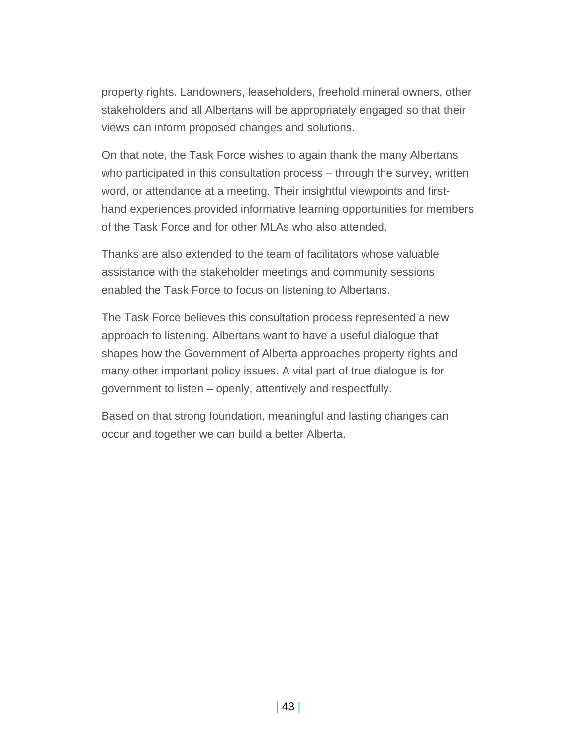property rights. Landowners, leaseholders, freehold mineral owners, other stakeholders and all Albertans will be appropriately engaged so that their views can inform proposed changes and solutions.

On that note, the Task Force wishes to again thank the many Albertans who participated in this consultation process – through the survey, written word, or attendance at a meeting. Their insightful viewpoints and first-hand experiences provided informative learning opportunities for members of the Task Force and for other MLAs who also attended.

Thanks are also extended to the team of facilitators whose valuable assistance with the stakeholder meetings and community sessions enabled the Task Force to focus on listening to Albertans.

The Task Force believes this consultation process represented a new approach to listening. Albertans want to have a useful dialogue that shapes how the Government of Alberta approaches property rights and many other important policy issues. A vital part of true dialogue is for government to listen – openly, attentively and respectfully.

Based on that strong foundation, meaningful and lasting changes can occur and together we can build a better Alberta.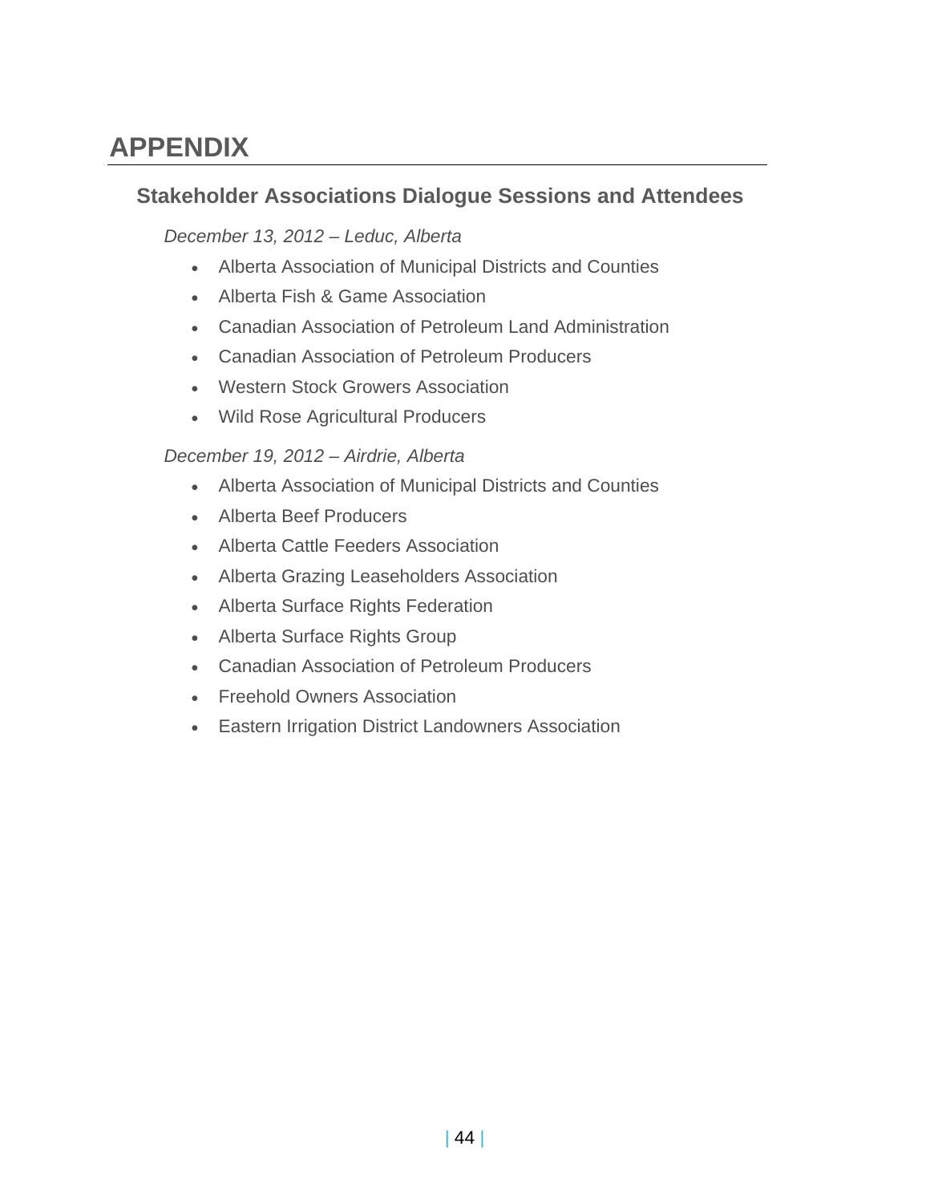# APPENDIX

## Stakeholder Associations Dialogue Sessions and Attendees

*December 13, 2012 – Leduc, Alberta*

- Alberta Association of Municipal Districts and Counties
- Alberta Fish & Game Association
- Canadian Association of Petroleum Land Administration
- Canadian Association of Petroleum Producers
- Western Stock Growers Association
- Wild Rose Agricultural Producers

*December 19, 2012 – Airdrie, Alberta*

- Alberta Association of Municipal Districts and Counties
- Alberta Beef Producers
- Alberta Cattle Feeders Association
- Alberta Grazing Leaseholders Association
- Alberta Surface Rights Federation
- Alberta Surface Rights Group
- Canadian Association of Petroleum Producers
- Freehold Owners Association
- Eastern Irrigation District Landowners Association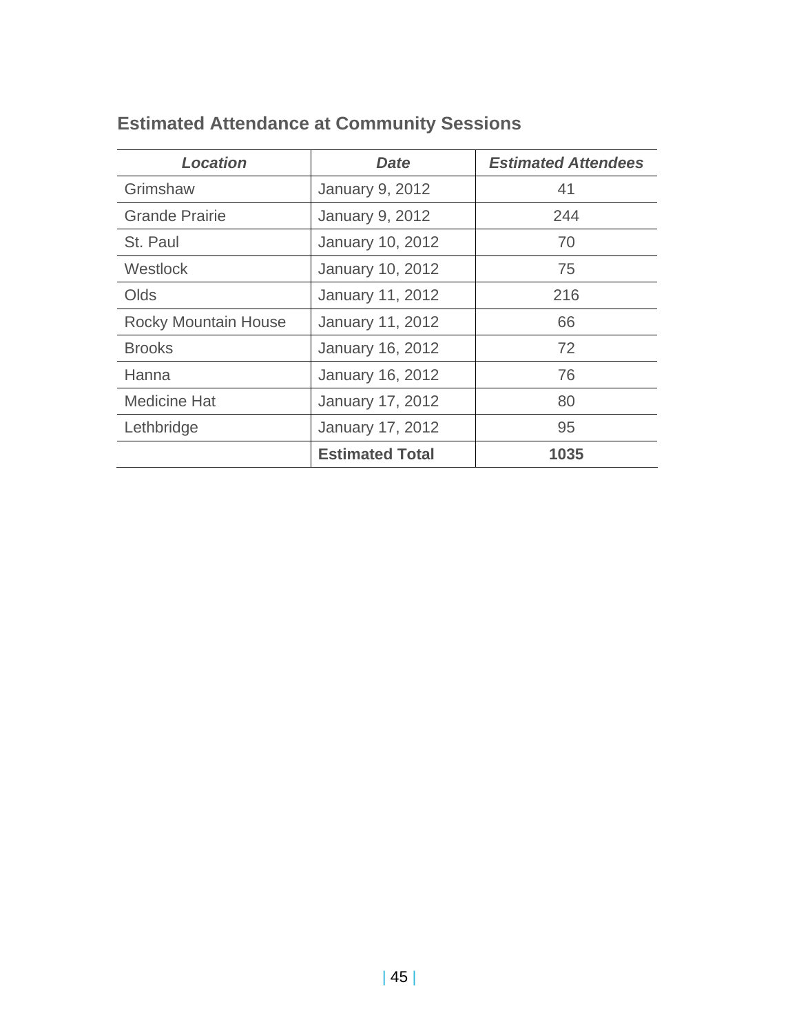## Estimated Attendance at Community Sessions

| *Location* | *Date* | *Estimated Attendees* |
|---|---|---|
| Grimshaw | January 9, 2012 | 41 |
| Grande Prairie | January 9, 2012 | 244 |
| St. Paul | January 10, 2012 | 70 |
| Westlock | January 10, 2012 | 75 |
| Olds | January 11, 2012 | 216 |
| Rocky Mountain House | January 11, 2012 | 66 |
| Brooks | January 16, 2012 | 72 |
| Hanna | January 16, 2012 | 76 |
| Medicine Hat | January 17, 2012 | 80 |
| Lethbridge | January 17, 2012 | 95 |
| | **Estimated Total** | **1035** |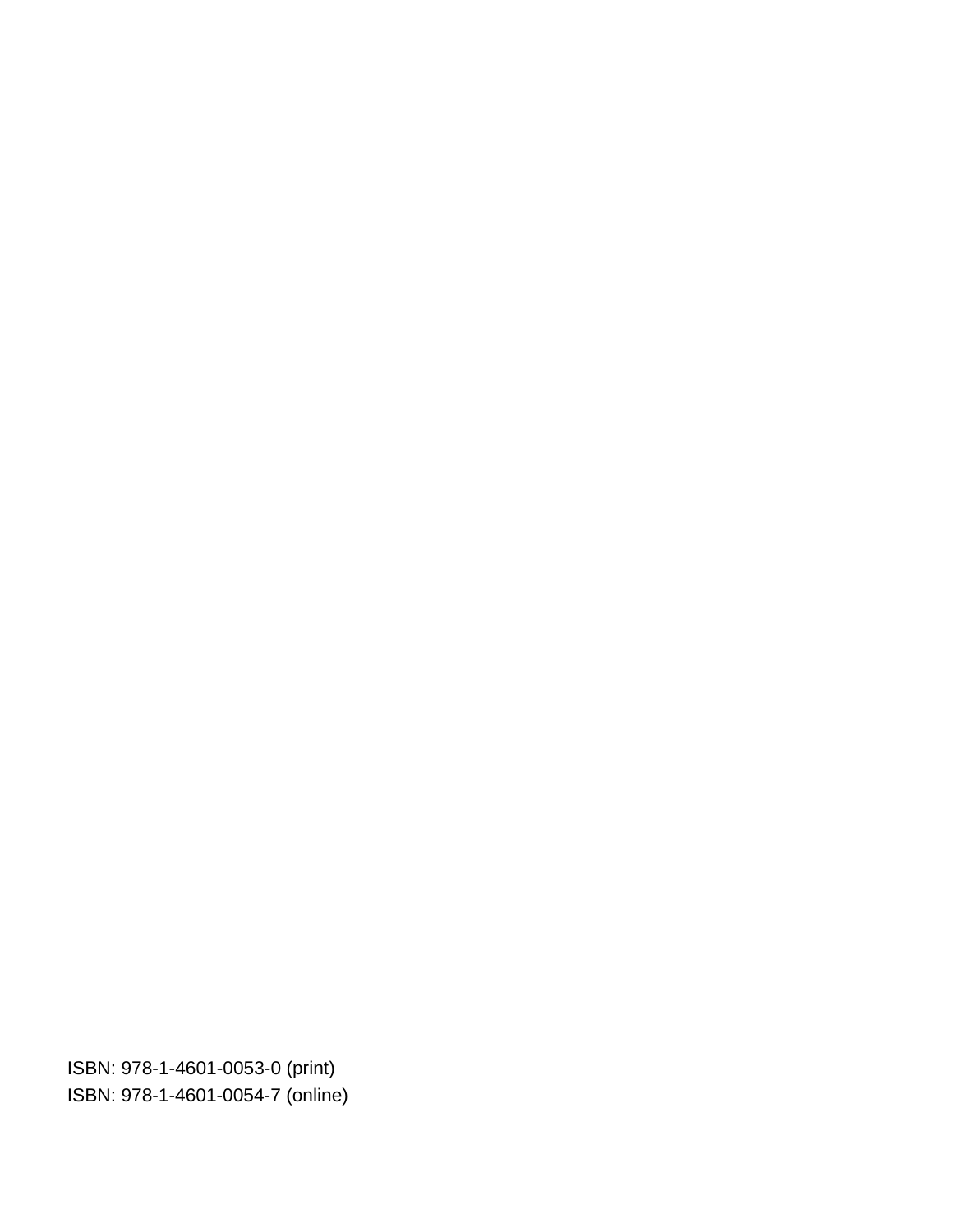ISBN: 978-1-4601-0053-0 (print)
ISBN: 978-1-4601-0054-7 (online)